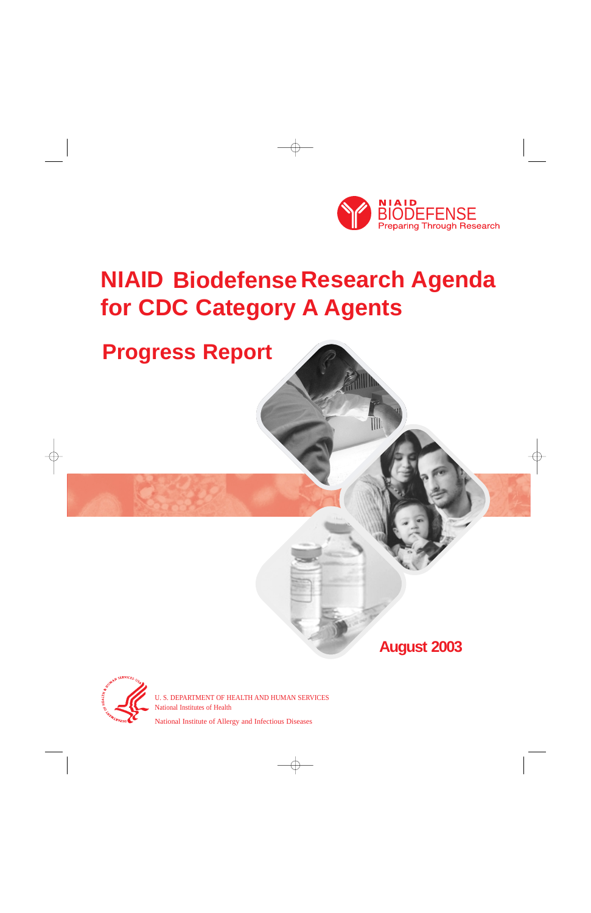NIAID BIODEFENSE
Preparing Through Research

# NIAID Biodefense Research Agenda for CDC Category A Agents

## Progress Report

**August 2003**

U. S. DEPARTMENT OF HEALTH AND HUMAN SERVICES
National Institutes of Health

National Institute of Allergy and Infectious Diseases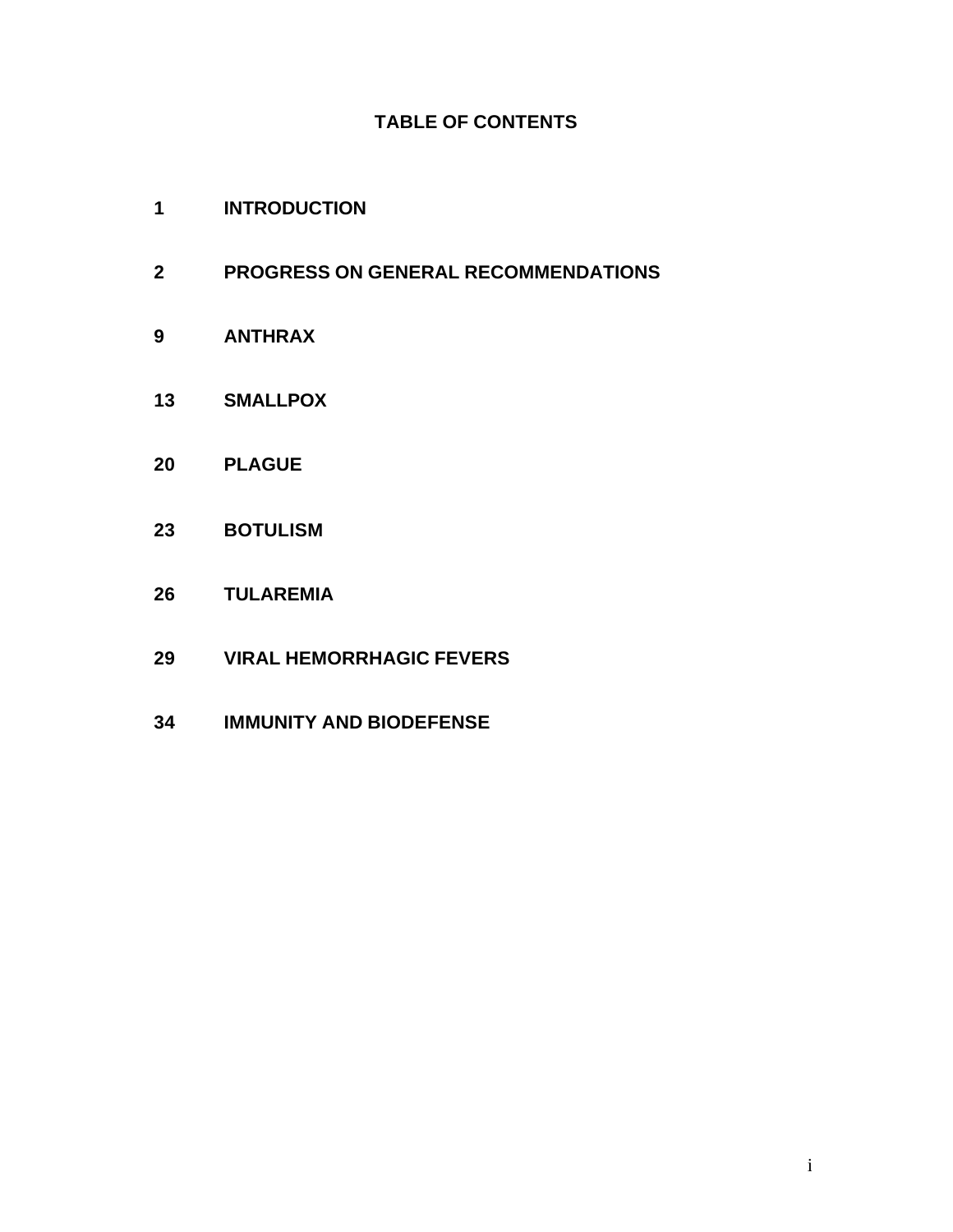# TABLE OF CONTENTS

| | |
|---|---|
| 1 | INTRODUCTION |
| 2 | PROGRESS ON GENERAL RECOMMENDATIONS |
| 9 | ANTHRAX |
| 13 | SMALLPOX |
| 20 | PLAGUE |
| 23 | BOTULISM |
| 26 | TULAREMIA |
| 29 | VIRAL HEMORRHAGIC FEVERS |
| 34 | IMMUNITY AND BIODEFENSE |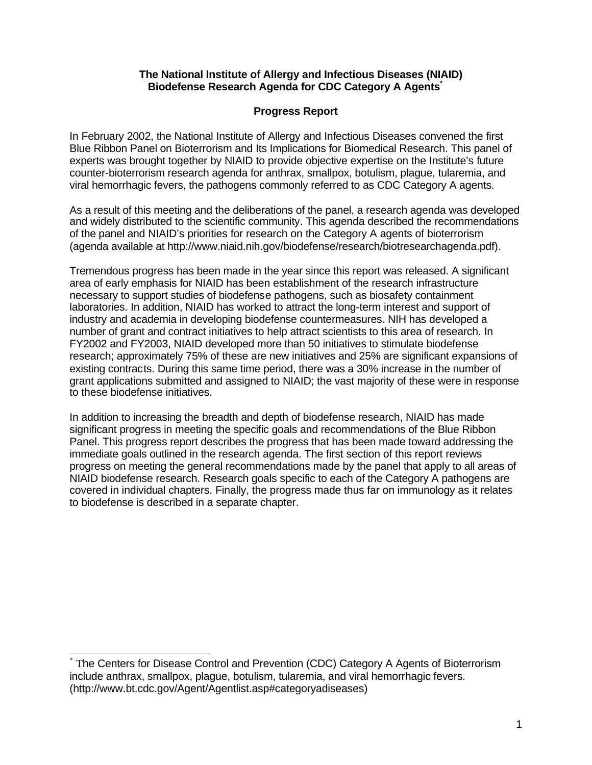**The National Institute of Allergy and Infectious Diseases (NIAID) Biodefense Research Agenda for CDC Category A Agents***

**Progress Report**

In February 2002, the National Institute of Allergy and Infectious Diseases convened the first Blue Ribbon Panel on Bioterrorism and Its Implications for Biomedical Research. This panel of experts was brought together by NIAID to provide objective expertise on the Institute's future counter-bioterrorism research agenda for anthrax, smallpox, botulism, plague, tularemia, and viral hemorrhagic fevers, the pathogens commonly referred to as CDC Category A agents.

As a result of this meeting and the deliberations of the panel, a research agenda was developed and widely distributed to the scientific community. This agenda described the recommendations of the panel and NIAID's priorities for research on the Category A agents of bioterrorism (agenda available at http://www.niaid.nih.gov/biodefense/research/biotresearchagenda.pdf).

Tremendous progress has been made in the year since this report was released. A significant area of early emphasis for NIAID has been establishment of the research infrastructure necessary to support studies of biodefense pathogens, such as biosafety containment laboratories. In addition, NIAID has worked to attract the long-term interest and support of industry and academia in developing biodefense countermeasures. NIH has developed a number of grant and contract initiatives to help attract scientists to this area of research. In FY2002 and FY2003, NIAID developed more than 50 initiatives to stimulate biodefense research; approximately 75% of these are new initiatives and 25% are significant expansions of existing contracts. During this same time period, there was a 30% increase in the number of grant applications submitted and assigned to NIAID; the vast majority of these were in response to these biodefense initiatives.

In addition to increasing the breadth and depth of biodefense research, NIAID has made significant progress in meeting the specific goals and recommendations of the Blue Ribbon Panel. This progress report describes the progress that has been made toward addressing the immediate goals outlined in the research agenda. The first section of this report reviews progress on meeting the general recommendations made by the panel that apply to all areas of NIAID biodefense research. Research goals specific to each of the Category A pathogens are covered in individual chapters. Finally, the progress made thus far on immunology as it relates to biodefense is described in a separate chapter.

---

* The Centers for Disease Control and Prevention (CDC) Category A Agents of Bioterrorism include anthrax, smallpox, plague, botulism, tularemia, and viral hemorrhagic fevers. (http://www.bt.cdc.gov/Agent/Agentlist.asp#categoryadiseases)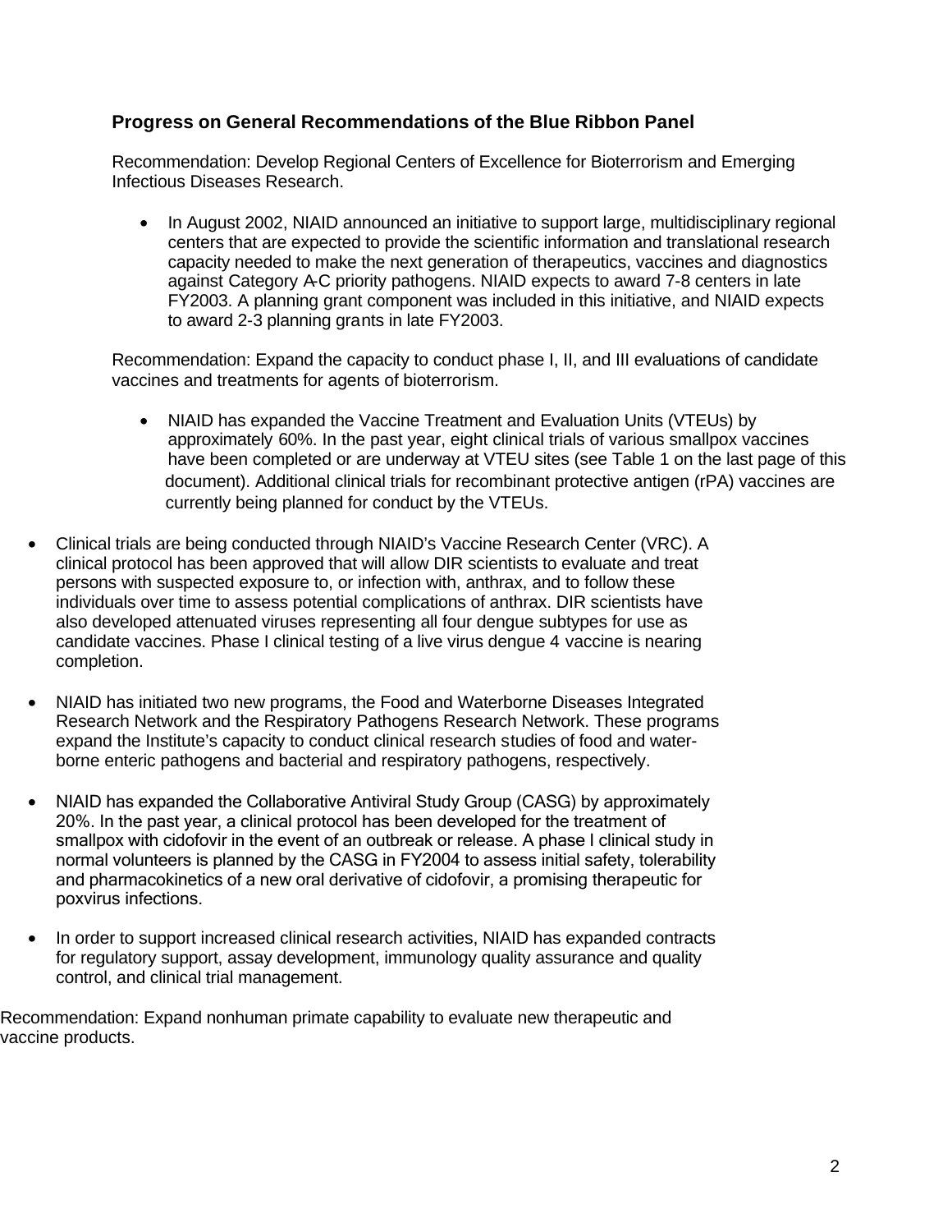### Progress on General Recommendations of the Blue Ribbon Panel

Recommendation: Develop Regional Centers of Excellence for Bioterrorism and Emerging Infectious Diseases Research.

- In August 2002, NIAID announced an initiative to support large, multidisciplinary regional centers that are expected to provide the scientific information and translational research capacity needed to make the next generation of therapeutics, vaccines and diagnostics against Category A-C priority pathogens. NIAID expects to award 7-8 centers in late FY2003. A planning grant component was included in this initiative, and NIAID expects to award 2-3 planning grants in late FY2003.

Recommendation: Expand the capacity to conduct phase I, II, and III evaluations of candidate vaccines and treatments for agents of bioterrorism.

- NIAID has expanded the Vaccine Treatment and Evaluation Units (VTEUs) by approximately 60%. In the past year, eight clinical trials of various smallpox vaccines have been completed or are underway at VTEU sites (see Table 1 on the last page of this document). Additional clinical trials for recombinant protective antigen (rPA) vaccines are currently being planned for conduct by the VTEUs.

- Clinical trials are being conducted through NIAID's Vaccine Research Center (VRC). A clinical protocol has been approved that will allow DIR scientists to evaluate and treat persons with suspected exposure to, or infection with, anthrax, and to follow these individuals over time to assess potential complications of anthrax. DIR scientists have also developed attenuated viruses representing all four dengue subtypes for use as candidate vaccines. Phase I clinical testing of a live virus dengue 4 vaccine is nearing completion.

- NIAID has initiated two new programs, the Food and Waterborne Diseases Integrated Research Network and the Respiratory Pathogens Research Network. These programs expand the Institute's capacity to conduct clinical research studies of food and water-borne enteric pathogens and bacterial and respiratory pathogens, respectively.

- NIAID has expanded the Collaborative Antiviral Study Group (CASG) by approximately 20%. In the past year, a clinical protocol has been developed for the treatment of smallpox with cidofovir in the event of an outbreak or release. A phase I clinical study in normal volunteers is planned by the CASG in FY2004 to assess initial safety, tolerability and pharmacokinetics of a new oral derivative of cidofovir, a promising therapeutic for poxvirus infections.

- In order to support increased clinical research activities, NIAID has expanded contracts for regulatory support, assay development, immunology quality assurance and quality control, and clinical trial management.

Recommendation: Expand nonhuman primate capability to evaluate new therapeutic and vaccine products.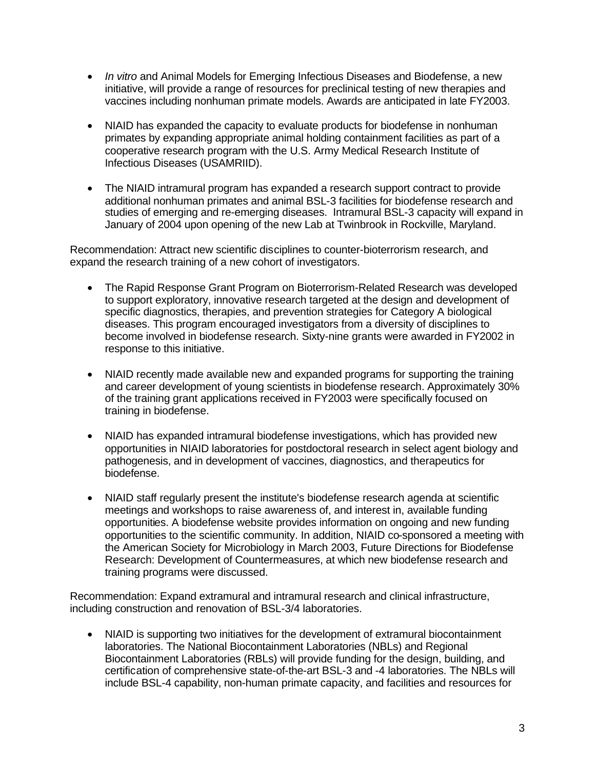- *In vitro* and Animal Models for Emerging Infectious Diseases and Biodefense, a new initiative, will provide a range of resources for preclinical testing of new therapies and vaccines including nonhuman primate models. Awards are anticipated in late FY2003.

- NIAID has expanded the capacity to evaluate products for biodefense in nonhuman primates by expanding appropriate animal holding containment facilities as part of a cooperative research program with the U.S. Army Medical Research Institute of Infectious Diseases (USAMRIID).

- The NIAID intramural program has expanded a research support contract to provide additional nonhuman primates and animal BSL-3 facilities for biodefense research and studies of emerging and re-emerging diseases. Intramural BSL-3 capacity will expand in January of 2004 upon opening of the new Lab at Twinbrook in Rockville, Maryland.

Recommendation: Attract new scientific disciplines to counter-bioterrorism research, and expand the research training of a new cohort of investigators.

- The Rapid Response Grant Program on Bioterrorism-Related Research was developed to support exploratory, innovative research targeted at the design and development of specific diagnostics, therapies, and prevention strategies for Category A biological diseases. This program encouraged investigators from a diversity of disciplines to become involved in biodefense research. Sixty-nine grants were awarded in FY2002 in response to this initiative.

- NIAID recently made available new and expanded programs for supporting the training and career development of young scientists in biodefense research. Approximately 30% of the training grant applications received in FY2003 were specifically focused on training in biodefense.

- NIAID has expanded intramural biodefense investigations, which has provided new opportunities in NIAID laboratories for postdoctoral research in select agent biology and pathogenesis, and in development of vaccines, diagnostics, and therapeutics for biodefense.

- NIAID staff regularly present the institute's biodefense research agenda at scientific meetings and workshops to raise awareness of, and interest in, available funding opportunities. A biodefense website provides information on ongoing and new funding opportunities to the scientific community. In addition, NIAID co-sponsored a meeting with the American Society for Microbiology in March 2003, Future Directions for Biodefense Research: Development of Countermeasures, at which new biodefense research and training programs were discussed.

Recommendation: Expand extramural and intramural research and clinical infrastructure, including construction and renovation of BSL-3/4 laboratories.

- NIAID is supporting two initiatives for the development of extramural biocontainment laboratories. The National Biocontainment Laboratories (NBLs) and Regional Biocontainment Laboratories (RBLs) will provide funding for the design, building, and certification of comprehensive state-of-the-art BSL-3 and -4 laboratories. The NBLs will include BSL-4 capability, non-human primate capacity, and facilities and resources for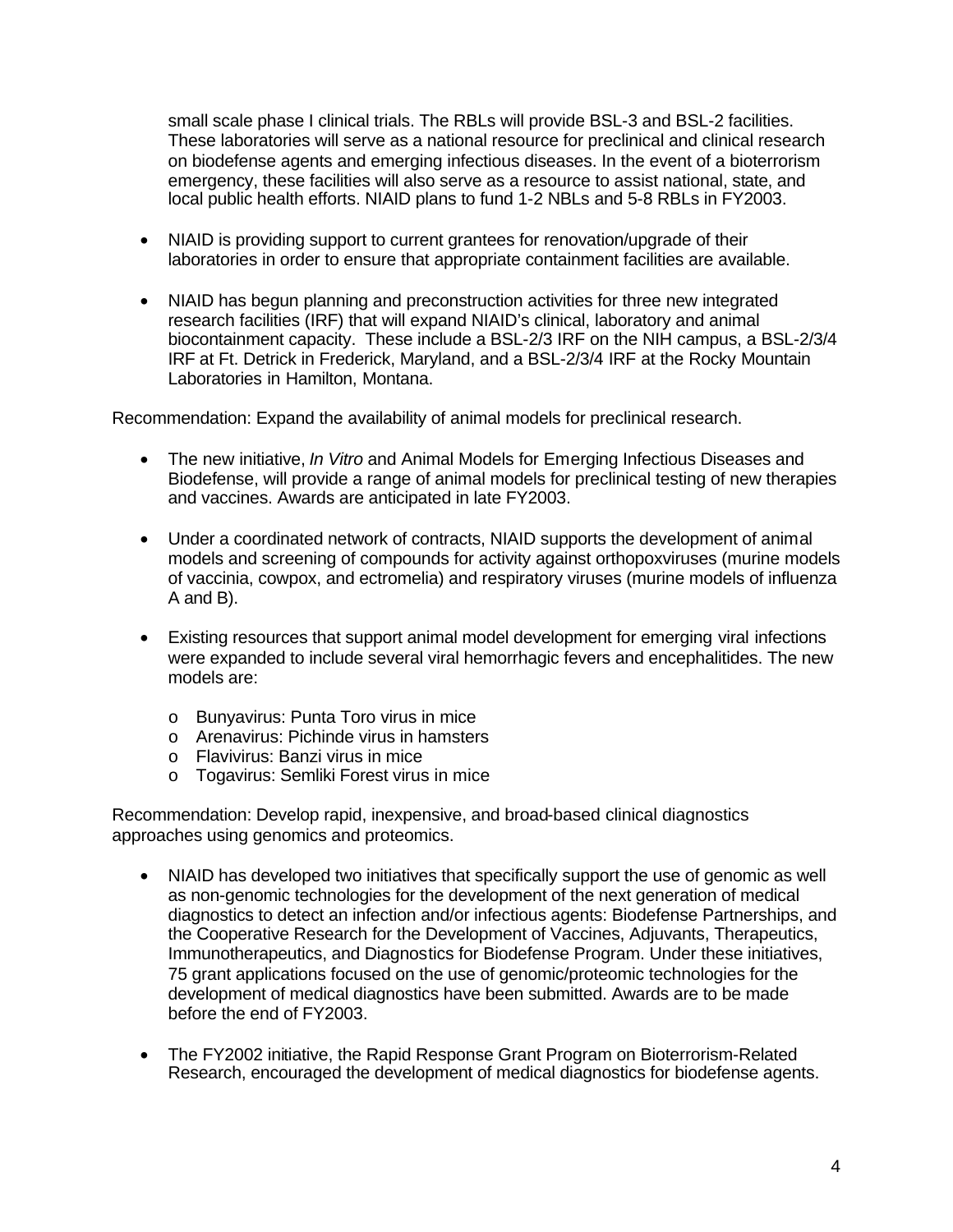small scale phase I clinical trials. The RBLs will provide BSL-3 and BSL-2 facilities. These laboratories will serve as a national resource for preclinical and clinical research on biodefense agents and emerging infectious diseases. In the event of a bioterrorism emergency, these facilities will also serve as a resource to assist national, state, and local public health efforts. NIAID plans to fund 1-2 NBLs and 5-8 RBLs in FY2003.

- NIAID is providing support to current grantees for renovation/upgrade of their laboratories in order to ensure that appropriate containment facilities are available.

- NIAID has begun planning and preconstruction activities for three new integrated research facilities (IRF) that will expand NIAID's clinical, laboratory and animal biocontainment capacity. These include a BSL-2/3 IRF on the NIH campus, a BSL-2/3/4 IRF at Ft. Detrick in Frederick, Maryland, and a BSL-2/3/4 IRF at the Rocky Mountain Laboratories in Hamilton, Montana.

Recommendation: Expand the availability of animal models for preclinical research.

- The new initiative, *In Vitro* and Animal Models for Emerging Infectious Diseases and Biodefense, will provide a range of animal models for preclinical testing of new therapies and vaccines. Awards are anticipated in late FY2003.

- Under a coordinated network of contracts, NIAID supports the development of animal models and screening of compounds for activity against orthopoxviruses (murine models of vaccinia, cowpox, and ectromelia) and respiratory viruses (murine models of influenza A and B).

- Existing resources that support animal model development for emerging viral infections were expanded to include several viral hemorrhagic fevers and encephalitides. The new models are:
  - Bunyavirus: Punta Toro virus in mice
  - Arenavirus: Pichinde virus in hamsters
  - Flavivirus: Banzi virus in mice
  - Togavirus: Semliki Forest virus in mice

Recommendation: Develop rapid, inexpensive, and broad-based clinical diagnostics approaches using genomics and proteomics.

- NIAID has developed two initiatives that specifically support the use of genomic as well as non-genomic technologies for the development of the next generation of medical diagnostics to detect an infection and/or infectious agents: Biodefense Partnerships, and the Cooperative Research for the Development of Vaccines, Adjuvants, Therapeutics, Immunotherapeutics, and Diagnostics for Biodefense Program. Under these initiatives, 75 grant applications focused on the use of genomic/proteomic technologies for the development of medical diagnostics have been submitted. Awards are to be made before the end of FY2003.

- The FY2002 initiative, the Rapid Response Grant Program on Bioterrorism-Related Research, encouraged the development of medical diagnostics for biodefense agents.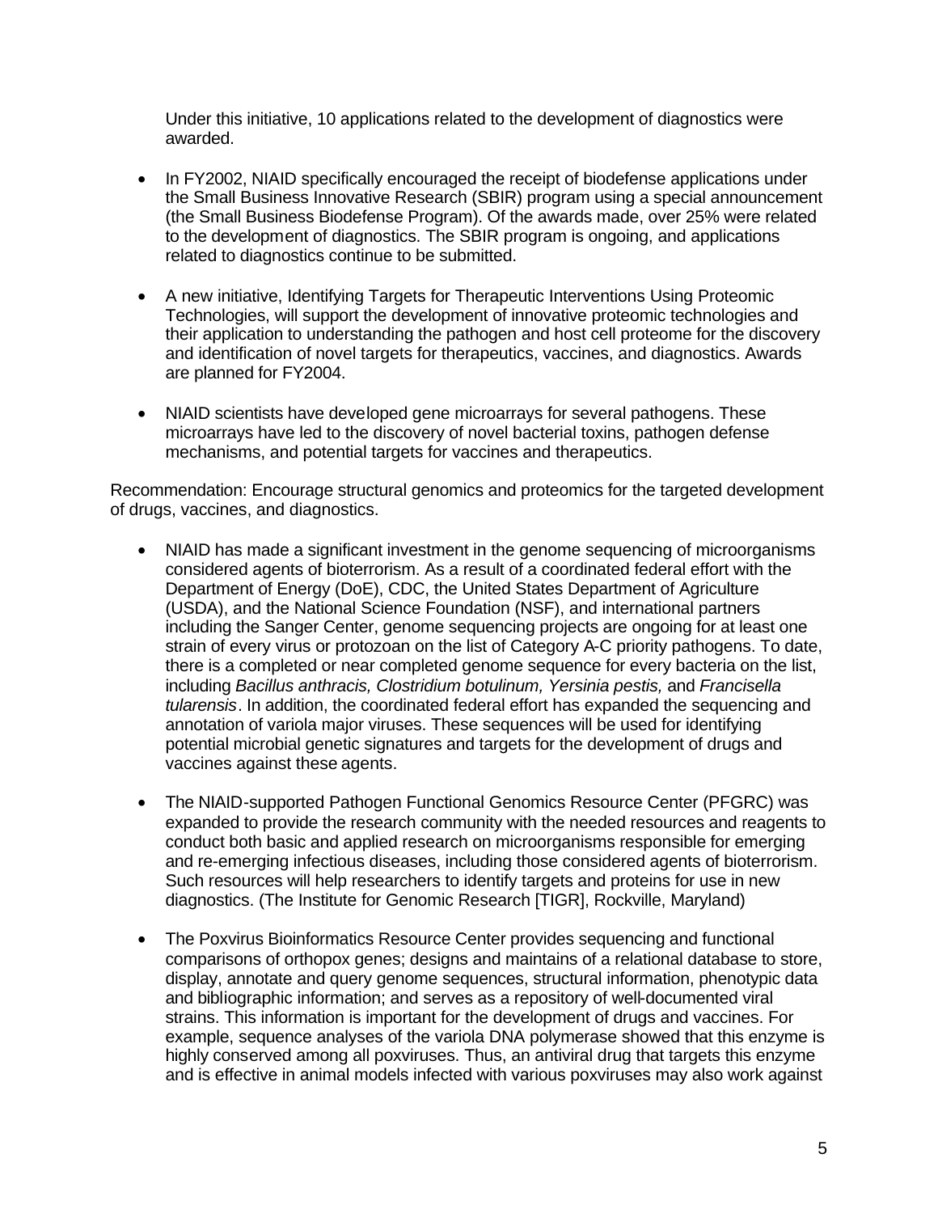Under this initiative, 10 applications related to the development of diagnostics were awarded.

- In FY2002, NIAID specifically encouraged the receipt of biodefense applications under the Small Business Innovative Research (SBIR) program using a special announcement (the Small Business Biodefense Program). Of the awards made, over 25% were related to the development of diagnostics. The SBIR program is ongoing, and applications related to diagnostics continue to be submitted.

- A new initiative, Identifying Targets for Therapeutic Interventions Using Proteomic Technologies, will support the development of innovative proteomic technologies and their application to understanding the pathogen and host cell proteome for the discovery and identification of novel targets for therapeutics, vaccines, and diagnostics. Awards are planned for FY2004.

- NIAID scientists have developed gene microarrays for several pathogens. These microarrays have led to the discovery of novel bacterial toxins, pathogen defense mechanisms, and potential targets for vaccines and therapeutics.

Recommendation: Encourage structural genomics and proteomics for the targeted development of drugs, vaccines, and diagnostics.

- NIAID has made a significant investment in the genome sequencing of microorganisms considered agents of bioterrorism. As a result of a coordinated federal effort with the Department of Energy (DoE), CDC, the United States Department of Agriculture (USDA), and the National Science Foundation (NSF), and international partners including the Sanger Center, genome sequencing projects are ongoing for at least one strain of every virus or protozoan on the list of Category A-C priority pathogens. To date, there is a completed or near completed genome sequence for every bacteria on the list, including *Bacillus anthracis, Clostridium botulinum, Yersinia pestis,* and *Francisella tularensis*. In addition, the coordinated federal effort has expanded the sequencing and annotation of variola major viruses. These sequences will be used for identifying potential microbial genetic signatures and targets for the development of drugs and vaccines against these agents.

- The NIAID-supported Pathogen Functional Genomics Resource Center (PFGRC) was expanded to provide the research community with the needed resources and reagents to conduct both basic and applied research on microorganisms responsible for emerging and re-emerging infectious diseases, including those considered agents of bioterrorism. Such resources will help researchers to identify targets and proteins for use in new diagnostics. (The Institute for Genomic Research [TIGR], Rockville, Maryland)

- The Poxvirus Bioinformatics Resource Center provides sequencing and functional comparisons of orthopox genes; designs and maintains of a relational database to store, display, annotate and query genome sequences, structural information, phenotypic data and bibliographic information; and serves as a repository of well-documented viral strains. This information is important for the development of drugs and vaccines. For example, sequence analyses of the variola DNA polymerase showed that this enzyme is highly conserved among all poxviruses. Thus, an antiviral drug that targets this enzyme and is effective in animal models infected with various poxviruses may also work against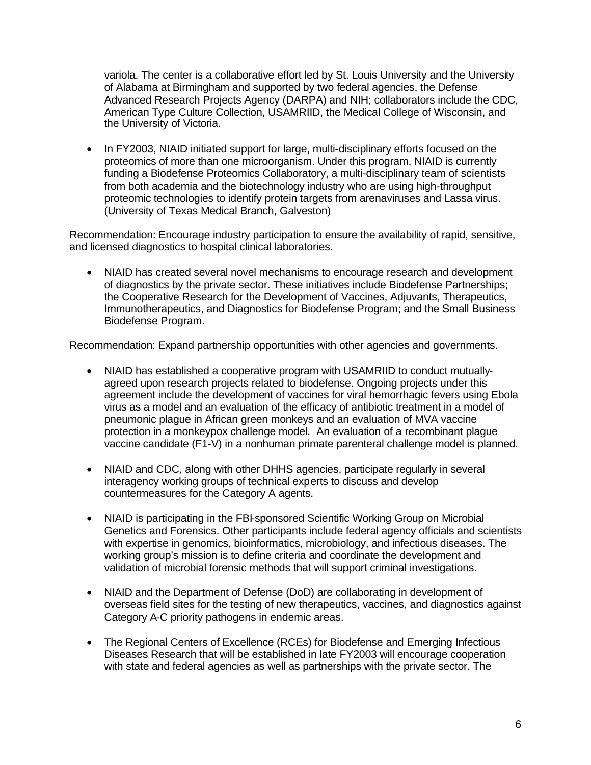variola. The center is a collaborative effort led by St. Louis University and the University of Alabama at Birmingham and supported by two federal agencies, the Defense Advanced Research Projects Agency (DARPA) and NIH; collaborators include the CDC, American Type Culture Collection, USAMRIID, the Medical College of Wisconsin, and the University of Victoria.

- In FY2003, NIAID initiated support for large, multi-disciplinary efforts focused on the proteomics of more than one microorganism. Under this program, NIAID is currently funding a Biodefense Proteomics Collaboratory, a multi-disciplinary team of scientists from both academia and the biotechnology industry who are using high-throughput proteomic technologies to identify protein targets from arenaviruses and Lassa virus. (University of Texas Medical Branch, Galveston)

Recommendation: Encourage industry participation to ensure the availability of rapid, sensitive, and licensed diagnostics to hospital clinical laboratories.

- NIAID has created several novel mechanisms to encourage research and development of diagnostics by the private sector. These initiatives include Biodefense Partnerships; the Cooperative Research for the Development of Vaccines, Adjuvants, Therapeutics, Immunotherapeutics, and Diagnostics for Biodefense Program; and the Small Business Biodefense Program.

Recommendation: Expand partnership opportunities with other agencies and governments.

- NIAID has established a cooperative program with USAMRIID to conduct mutually-agreed upon research projects related to biodefense. Ongoing projects under this agreement include the development of vaccines for viral hemorrhagic fevers using Ebola virus as a model and an evaluation of the efficacy of antibiotic treatment in a model of pneumonic plague in African green monkeys and an evaluation of MVA vaccine protection in a monkeypox challenge model. An evaluation of a recombinant plague vaccine candidate (F1-V) in a nonhuman primate parenteral challenge model is planned.

- NIAID and CDC, along with other DHHS agencies, participate regularly in several interagency working groups of technical experts to discuss and develop countermeasures for the Category A agents.

- NIAID is participating in the FBI-sponsored Scientific Working Group on Microbial Genetics and Forensics. Other participants include federal agency officials and scientists with expertise in genomics, bioinformatics, microbiology, and infectious diseases. The working group's mission is to define criteria and coordinate the development and validation of microbial forensic methods that will support criminal investigations.

- NIAID and the Department of Defense (DoD) are collaborating in development of overseas field sites for the testing of new therapeutics, vaccines, and diagnostics against Category A-C priority pathogens in endemic areas.

- The Regional Centers of Excellence (RCEs) for Biodefense and Emerging Infectious Diseases Research that will be established in late FY2003 will encourage cooperation with state and federal agencies as well as partnerships with the private sector. The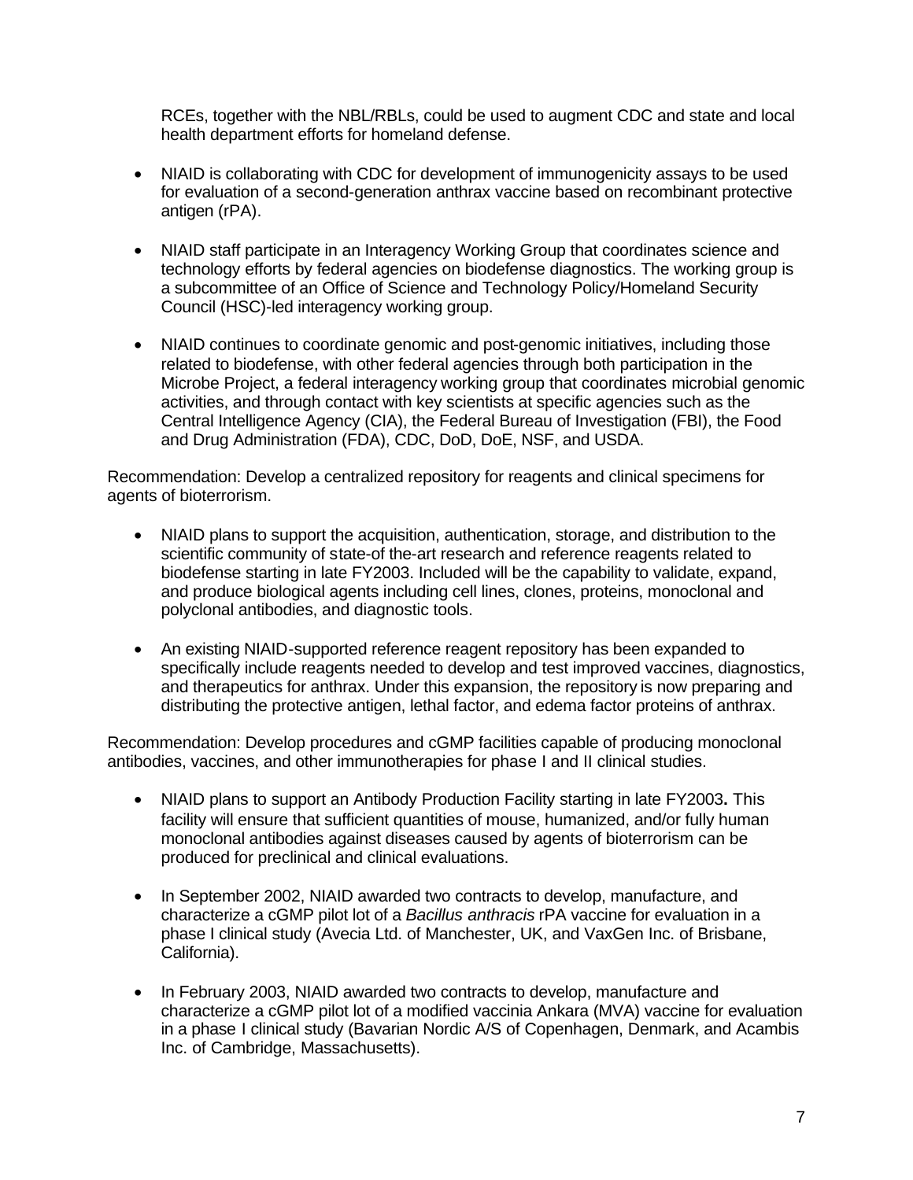RCEs, together with the NBL/RBLs, could be used to augment CDC and state and local health department efforts for homeland defense.

- NIAID is collaborating with CDC for development of immunogenicity assays to be used for evaluation of a second-generation anthrax vaccine based on recombinant protective antigen (rPA).

- NIAID staff participate in an Interagency Working Group that coordinates science and technology efforts by federal agencies on biodefense diagnostics. The working group is a subcommittee of an Office of Science and Technology Policy/Homeland Security Council (HSC)-led interagency working group.

- NIAID continues to coordinate genomic and post-genomic initiatives, including those related to biodefense, with other federal agencies through both participation in the Microbe Project, a federal interagency working group that coordinates microbial genomic activities, and through contact with key scientists at specific agencies such as the Central Intelligence Agency (CIA), the Federal Bureau of Investigation (FBI), the Food and Drug Administration (FDA), CDC, DoD, DoE, NSF, and USDA.

Recommendation: Develop a centralized repository for reagents and clinical specimens for agents of bioterrorism.

- NIAID plans to support the acquisition, authentication, storage, and distribution to the scientific community of state-of the-art research and reference reagents related to biodefense starting in late FY2003. Included will be the capability to validate, expand, and produce biological agents including cell lines, clones, proteins, monoclonal and polyclonal antibodies, and diagnostic tools.

- An existing NIAID-supported reference reagent repository has been expanded to specifically include reagents needed to develop and test improved vaccines, diagnostics, and therapeutics for anthrax. Under this expansion, the repository is now preparing and distributing the protective antigen, lethal factor, and edema factor proteins of anthrax.

Recommendation: Develop procedures and cGMP facilities capable of producing monoclonal antibodies, vaccines, and other immunotherapies for phase I and II clinical studies.

- NIAID plans to support an Antibody Production Facility starting in late FY2003**.** This facility will ensure that sufficient quantities of mouse, humanized, and/or fully human monoclonal antibodies against diseases caused by agents of bioterrorism can be produced for preclinical and clinical evaluations.

- In September 2002, NIAID awarded two contracts to develop, manufacture, and characterize a cGMP pilot lot of a *Bacillus anthracis* rPA vaccine for evaluation in a phase I clinical study (Avecia Ltd. of Manchester, UK, and VaxGen Inc. of Brisbane, California).

- In February 2003, NIAID awarded two contracts to develop, manufacture and characterize a cGMP pilot lot of a modified vaccinia Ankara (MVA) vaccine for evaluation in a phase I clinical study (Bavarian Nordic A/S of Copenhagen, Denmark, and Acambis Inc. of Cambridge, Massachusetts).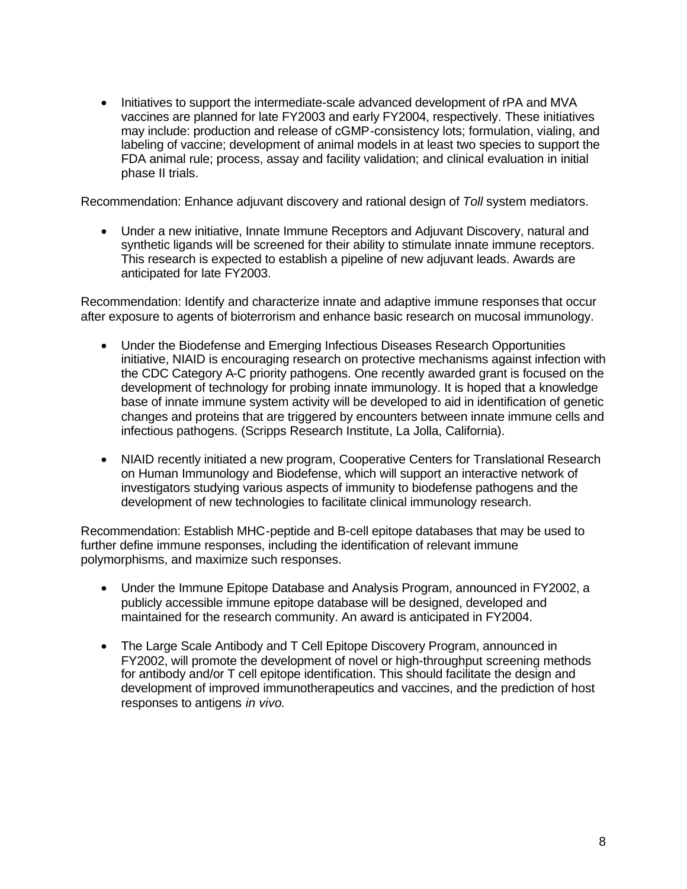- Initiatives to support the intermediate-scale advanced development of rPA and MVA vaccines are planned for late FY2003 and early FY2004, respectively. These initiatives may include: production and release of cGMP-consistency lots; formulation, vialing, and labeling of vaccine; development of animal models in at least two species to support the FDA animal rule; process, assay and facility validation; and clinical evaluation in initial phase II trials.

Recommendation: Enhance adjuvant discovery and rational design of *Toll* system mediators.

- Under a new initiative, Innate Immune Receptors and Adjuvant Discovery, natural and synthetic ligands will be screened for their ability to stimulate innate immune receptors. This research is expected to establish a pipeline of new adjuvant leads. Awards are anticipated for late FY2003.

Recommendation: Identify and characterize innate and adaptive immune responses that occur after exposure to agents of bioterrorism and enhance basic research on mucosal immunology.

- Under the Biodefense and Emerging Infectious Diseases Research Opportunities initiative, NIAID is encouraging research on protective mechanisms against infection with the CDC Category A-C priority pathogens. One recently awarded grant is focused on the development of technology for probing innate immunology. It is hoped that a knowledge base of innate immune system activity will be developed to aid in identification of genetic changes and proteins that are triggered by encounters between innate immune cells and infectious pathogens. (Scripps Research Institute, La Jolla, California).

- NIAID recently initiated a new program, Cooperative Centers for Translational Research on Human Immunology and Biodefense, which will support an interactive network of investigators studying various aspects of immunity to biodefense pathogens and the development of new technologies to facilitate clinical immunology research.

Recommendation: Establish MHC-peptide and B-cell epitope databases that may be used to further define immune responses, including the identification of relevant immune polymorphisms, and maximize such responses.

- Under the Immune Epitope Database and Analysis Program, announced in FY2002, a publicly accessible immune epitope database will be designed, developed and maintained for the research community. An award is anticipated in FY2004.

- The Large Scale Antibody and T Cell Epitope Discovery Program, announced in FY2002, will promote the development of novel or high-throughput screening methods for antibody and/or T cell epitope identification. This should facilitate the design and development of improved immunotherapeutics and vaccines, and the prediction of host responses to antigens *in vivo*.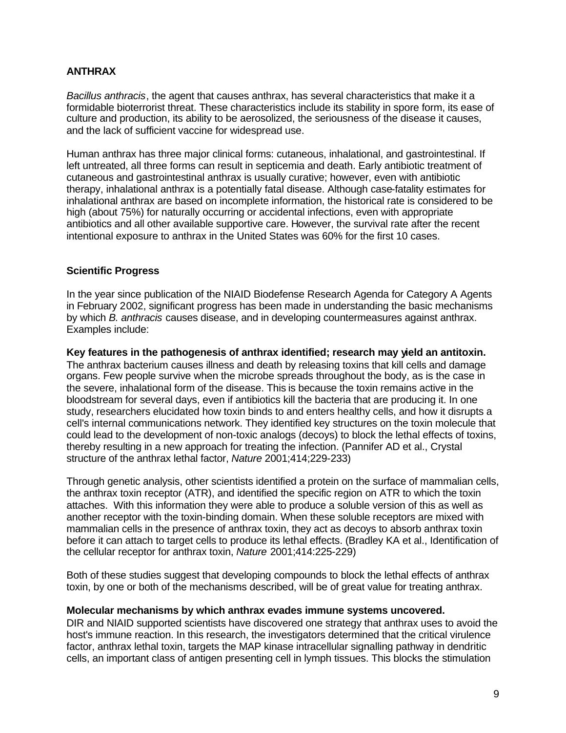## ANTHRAX

*Bacillus anthracis*, the agent that causes anthrax, has several characteristics that make it a formidable bioterrorist threat. These characteristics include its stability in spore form, its ease of culture and production, its ability to be aerosolized, the seriousness of the disease it causes, and the lack of sufficient vaccine for widespread use.

Human anthrax has three major clinical forms: cutaneous, inhalational, and gastrointestinal. If left untreated, all three forms can result in septicemia and death. Early antibiotic treatment of cutaneous and gastrointestinal anthrax is usually curative; however, even with antibiotic therapy, inhalational anthrax is a potentially fatal disease. Although case-fatality estimates for inhalational anthrax are based on incomplete information, the historical rate is considered to be high (about 75%) for naturally occurring or accidental infections, even with appropriate antibiotics and all other available supportive care. However, the survival rate after the recent intentional exposure to anthrax in the United States was 60% for the first 10 cases.

### Scientific Progress

In the year since publication of the NIAID Biodefense Research Agenda for Category A Agents in February 2002, significant progress has been made in understanding the basic mechanisms by which *B. anthracis* causes disease, and in developing countermeasures against anthrax. Examples include:

**Key features in the pathogenesis of anthrax identified; research may yield an antitoxin.** The anthrax bacterium causes illness and death by releasing toxins that kill cells and damage organs. Few people survive when the microbe spreads throughout the body, as is the case in the severe, inhalational form of the disease. This is because the toxin remains active in the bloodstream for several days, even if antibiotics kill the bacteria that are producing it. In one study, researchers elucidated how toxin binds to and enters healthy cells, and how it disrupts a cell's internal communications network. They identified key structures on the toxin molecule that could lead to the development of non-toxic analogs (decoys) to block the lethal effects of toxins, thereby resulting in a new approach for treating the infection. (Pannifer AD et al., Crystal structure of the anthrax lethal factor, *Nature* 2001;414;229-233)

Through genetic analysis, other scientists identified a protein on the surface of mammalian cells, the anthrax toxin receptor (ATR), and identified the specific region on ATR to which the toxin attaches. With this information they were able to produce a soluble version of this as well as another receptor with the toxin-binding domain. When these soluble receptors are mixed with mammalian cells in the presence of anthrax toxin, they act as decoys to absorb anthrax toxin before it can attach to target cells to produce its lethal effects. (Bradley KA et al., Identification of the cellular receptor for anthrax toxin, *Nature* 2001;414:225-229)

Both of these studies suggest that developing compounds to block the lethal effects of anthrax toxin, by one or both of the mechanisms described, will be of great value for treating anthrax.

**Molecular mechanisms by which anthrax evades immune systems uncovered.** DIR and NIAID supported scientists have discovered one strategy that anthrax uses to avoid the host's immune reaction. In this research, the investigators determined that the critical virulence factor, anthrax lethal toxin, targets the MAP kinase intracellular signalling pathway in dendritic cells, an important class of antigen presenting cell in lymph tissues. This blocks the stimulation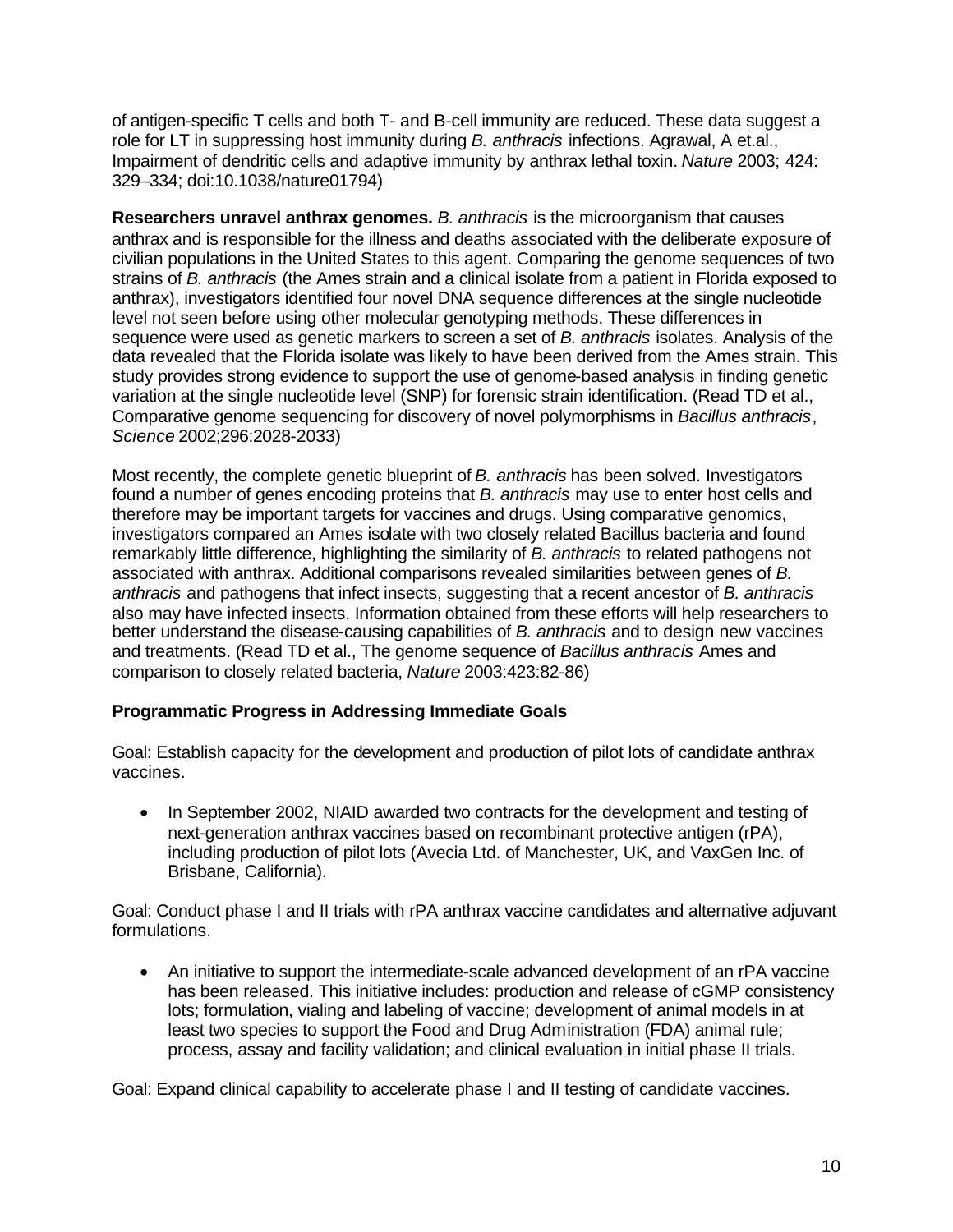of antigen-specific T cells and both T- and B-cell immunity are reduced. These data suggest a role for LT in suppressing host immunity during *B. anthracis* infections. Agrawal, A et.al., Impairment of dendritic cells and adaptive immunity by anthrax lethal toxin. *Nature* 2003; 424: 329–334; doi:10.1038/nature01794)

**Researchers unravel anthrax genomes.** *B. anthracis* is the microorganism that causes anthrax and is responsible for the illness and deaths associated with the deliberate exposure of civilian populations in the United States to this agent. Comparing the genome sequences of two strains of *B. anthracis* (the Ames strain and a clinical isolate from a patient in Florida exposed to anthrax), investigators identified four novel DNA sequence differences at the single nucleotide level not seen before using other molecular genotyping methods. These differences in sequence were used as genetic markers to screen a set of *B. anthracis* isolates. Analysis of the data revealed that the Florida isolate was likely to have been derived from the Ames strain. This study provides strong evidence to support the use of genome-based analysis in finding genetic variation at the single nucleotide level (SNP) for forensic strain identification. (Read TD et al., Comparative genome sequencing for discovery of novel polymorphisms in *Bacillus anthracis*, *Science* 2002;296:2028-2033)

Most recently, the complete genetic blueprint of *B. anthracis* has been solved. Investigators found a number of genes encoding proteins that *B. anthracis* may use to enter host cells and therefore may be important targets for vaccines and drugs. Using comparative genomics, investigators compared an Ames isolate with two closely related Bacillus bacteria and found remarkably little difference, highlighting the similarity of *B. anthracis* to related pathogens not associated with anthrax. Additional comparisons revealed similarities between genes of *B. anthracis* and pathogens that infect insects, suggesting that a recent ancestor of *B. anthracis* also may have infected insects. Information obtained from these efforts will help researchers to better understand the disease-causing capabilities of *B. anthracis* and to design new vaccines and treatments. (Read TD et al., The genome sequence of *Bacillus anthracis* Ames and comparison to closely related bacteria, *Nature* 2003:423:82-86)

**Programmatic Progress in Addressing Immediate Goals**

Goal: Establish capacity for the development and production of pilot lots of candidate anthrax vaccines.

- In September 2002, NIAID awarded two contracts for the development and testing of next-generation anthrax vaccines based on recombinant protective antigen (rPA), including production of pilot lots (Avecia Ltd. of Manchester, UK, and VaxGen Inc. of Brisbane, California).

Goal: Conduct phase I and II trials with rPA anthrax vaccine candidates and alternative adjuvant formulations.

- An initiative to support the intermediate-scale advanced development of an rPA vaccine has been released. This initiative includes: production and release of cGMP consistency lots; formulation, vialing and labeling of vaccine; development of animal models in at least two species to support the Food and Drug Administration (FDA) animal rule; process, assay and facility validation; and clinical evaluation in initial phase II trials.

Goal: Expand clinical capability to accelerate phase I and II testing of candidate vaccines.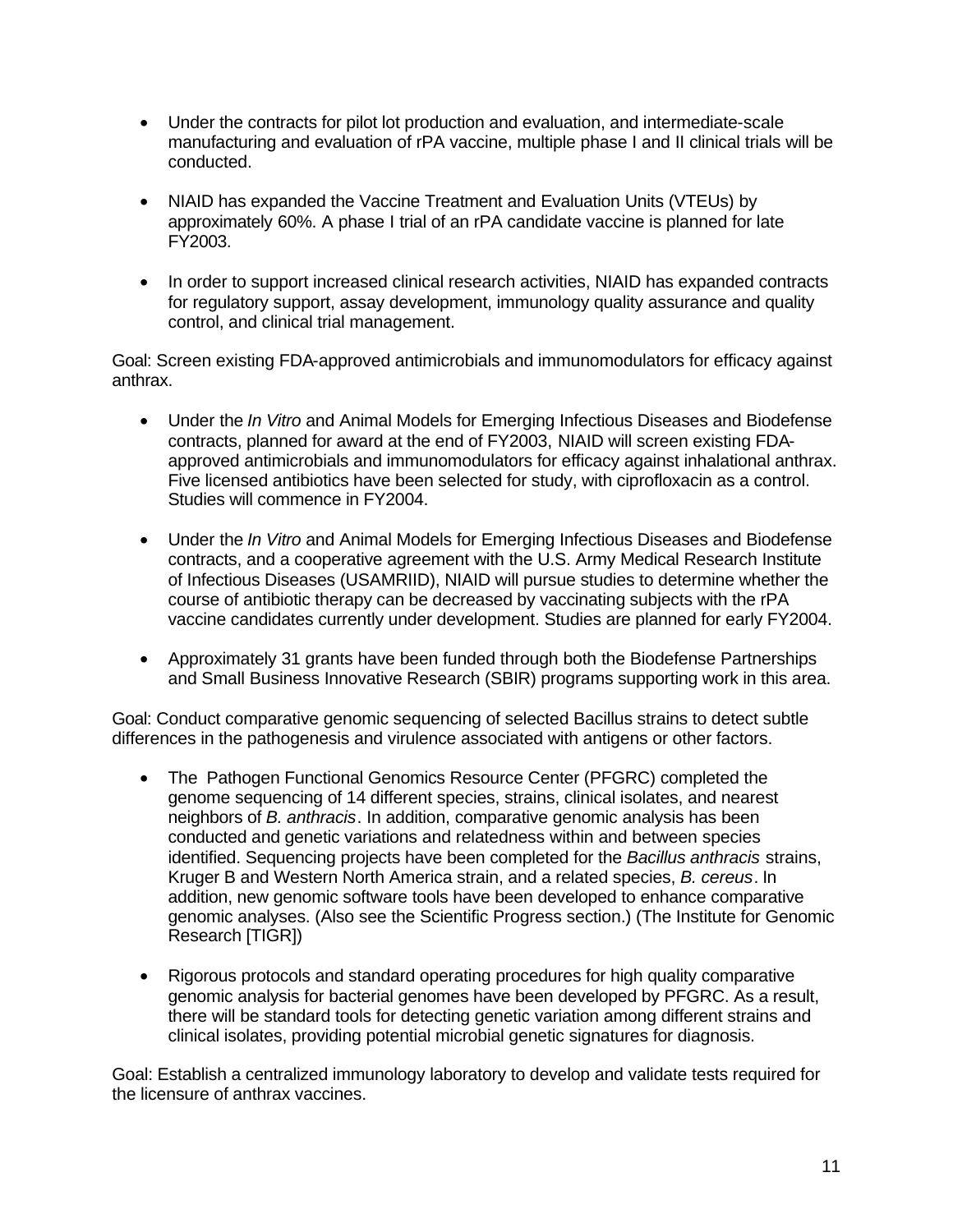- Under the contracts for pilot lot production and evaluation, and intermediate-scale manufacturing and evaluation of rPA vaccine, multiple phase I and II clinical trials will be conducted.

- NIAID has expanded the Vaccine Treatment and Evaluation Units (VTEUs) by approximately 60%. A phase I trial of an rPA candidate vaccine is planned for late FY2003.

- In order to support increased clinical research activities, NIAID has expanded contracts for regulatory support, assay development, immunology quality assurance and quality control, and clinical trial management.

Goal: Screen existing FDA-approved antimicrobials and immunomodulators for efficacy against anthrax.

- Under the *In Vitro* and Animal Models for Emerging Infectious Diseases and Biodefense contracts, planned for award at the end of FY2003, NIAID will screen existing FDA-approved antimicrobials and immunomodulators for efficacy against inhalational anthrax. Five licensed antibiotics have been selected for study, with ciprofloxacin as a control. Studies will commence in FY2004.

- Under the *In Vitro* and Animal Models for Emerging Infectious Diseases and Biodefense contracts, and a cooperative agreement with the U.S. Army Medical Research Institute of Infectious Diseases (USAMRIID), NIAID will pursue studies to determine whether the course of antibiotic therapy can be decreased by vaccinating subjects with the rPA vaccine candidates currently under development. Studies are planned for early FY2004.

- Approximately 31 grants have been funded through both the Biodefense Partnerships and Small Business Innovative Research (SBIR) programs supporting work in this area.

Goal: Conduct comparative genomic sequencing of selected Bacillus strains to detect subtle differences in the pathogenesis and virulence associated with antigens or other factors.

- The Pathogen Functional Genomics Resource Center (PFGRC) completed the genome sequencing of 14 different species, strains, clinical isolates, and nearest neighbors of *B. anthracis*. In addition, comparative genomic analysis has been conducted and genetic variations and relatedness within and between species identified. Sequencing projects have been completed for the *Bacillus anthracis* strains, Kruger B and Western North America strain, and a related species, *B. cereus*. In addition, new genomic software tools have been developed to enhance comparative genomic analyses. (Also see the Scientific Progress section.) (The Institute for Genomic Research [TIGR])

- Rigorous protocols and standard operating procedures for high quality comparative genomic analysis for bacterial genomes have been developed by PFGRC. As a result, there will be standard tools for detecting genetic variation among different strains and clinical isolates, providing potential microbial genetic signatures for diagnosis.

Goal: Establish a centralized immunology laboratory to develop and validate tests required for the licensure of anthrax vaccines.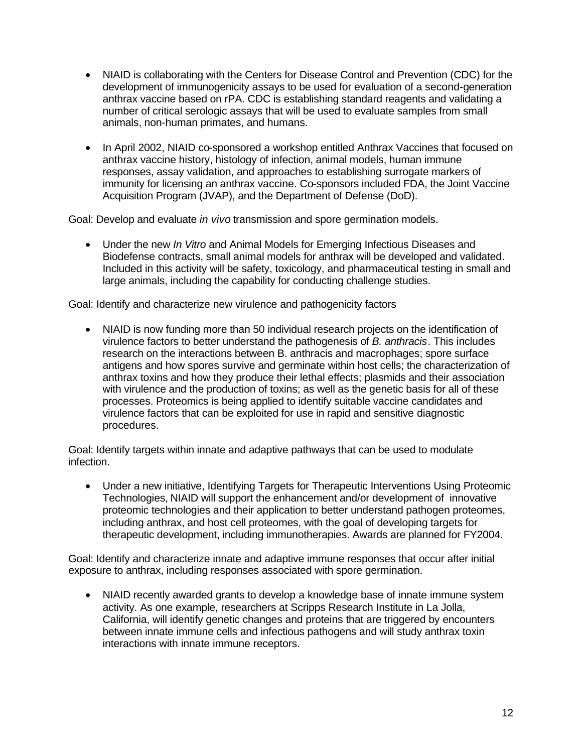- NIAID is collaborating with the Centers for Disease Control and Prevention (CDC) for the development of immunogenicity assays to be used for evaluation of a second-generation anthrax vaccine based on rPA. CDC is establishing standard reagents and validating a number of critical serologic assays that will be used to evaluate samples from small animals, non-human primates, and humans.

- In April 2002, NIAID co-sponsored a workshop entitled Anthrax Vaccines that focused on anthrax vaccine history, histology of infection, animal models, human immune responses, assay validation, and approaches to establishing surrogate markers of immunity for licensing an anthrax vaccine. Co-sponsors included FDA, the Joint Vaccine Acquisition Program (JVAP), and the Department of Defense (DoD).

Goal: Develop and evaluate *in vivo* transmission and spore germination models.

- Under the new *In Vitro* and Animal Models for Emerging Infectious Diseases and Biodefense contracts, small animal models for anthrax will be developed and validated. Included in this activity will be safety, toxicology, and pharmaceutical testing in small and large animals, including the capability for conducting challenge studies.

Goal: Identify and characterize new virulence and pathogenicity factors

- NIAID is now funding more than 50 individual research projects on the identification of virulence factors to better understand the pathogenesis of *B. anthracis*. This includes research on the interactions between B. anthracis and macrophages; spore surface antigens and how spores survive and germinate within host cells; the characterization of anthrax toxins and how they produce their lethal effects; plasmids and their association with virulence and the production of toxins; as well as the genetic basis for all of these processes. Proteomics is being applied to identify suitable vaccine candidates and virulence factors that can be exploited for use in rapid and sensitive diagnostic procedures.

Goal: Identify targets within innate and adaptive pathways that can be used to modulate infection.

- Under a new initiative, Identifying Targets for Therapeutic Interventions Using Proteomic Technologies, NIAID will support the enhancement and/or development of innovative proteomic technologies and their application to better understand pathogen proteomes, including anthrax, and host cell proteomes, with the goal of developing targets for therapeutic development, including immunotherapies. Awards are planned for FY2004.

Goal: Identify and characterize innate and adaptive immune responses that occur after initial exposure to anthrax, including responses associated with spore germination.

- NIAID recently awarded grants to develop a knowledge base of innate immune system activity. As one example, researchers at Scripps Research Institute in La Jolla, California, will identify genetic changes and proteins that are triggered by encounters between innate immune cells and infectious pathogens and will study anthrax toxin interactions with innate immune receptors.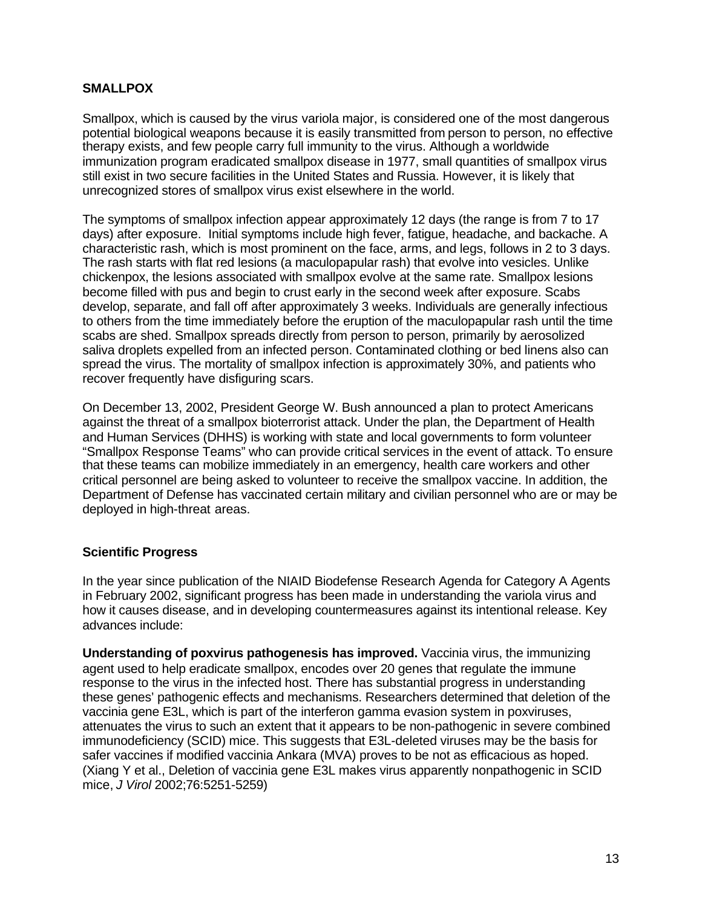## SMALLPOX

Smallpox, which is caused by the virus variola major, is considered one of the most dangerous potential biological weapons because it is easily transmitted from person to person, no effective therapy exists, and few people carry full immunity to the virus. Although a worldwide immunization program eradicated smallpox disease in 1977, small quantities of smallpox virus still exist in two secure facilities in the United States and Russia. However, it is likely that unrecognized stores of smallpox virus exist elsewhere in the world.

The symptoms of smallpox infection appear approximately 12 days (the range is from 7 to 17 days) after exposure. Initial symptoms include high fever, fatigue, headache, and backache. A characteristic rash, which is most prominent on the face, arms, and legs, follows in 2 to 3 days. The rash starts with flat red lesions (a maculopapular rash) that evolve into vesicles. Unlike chickenpox, the lesions associated with smallpox evolve at the same rate. Smallpox lesions become filled with pus and begin to crust early in the second week after exposure. Scabs develop, separate, and fall off after approximately 3 weeks. Individuals are generally infectious to others from the time immediately before the eruption of the maculopapular rash until the time scabs are shed. Smallpox spreads directly from person to person, primarily by aerosolized saliva droplets expelled from an infected person. Contaminated clothing or bed linens also can spread the virus. The mortality of smallpox infection is approximately 30%, and patients who recover frequently have disfiguring scars.

On December 13, 2002, President George W. Bush announced a plan to protect Americans against the threat of a smallpox bioterrorist attack. Under the plan, the Department of Health and Human Services (DHHS) is working with state and local governments to form volunteer "Smallpox Response Teams" who can provide critical services in the event of attack. To ensure that these teams can mobilize immediately in an emergency, health care workers and other critical personnel are being asked to volunteer to receive the smallpox vaccine. In addition, the Department of Defense has vaccinated certain military and civilian personnel who are or may be deployed in high-threat areas.

### Scientific Progress

In the year since publication of the NIAID Biodefense Research Agenda for Category A Agents in February 2002, significant progress has been made in understanding the variola virus and how it causes disease, and in developing countermeasures against its intentional release. Key advances include:

**Understanding of poxvirus pathogenesis has improved.** Vaccinia virus, the immunizing agent used to help eradicate smallpox, encodes over 20 genes that regulate the immune response to the virus in the infected host. There has substantial progress in understanding these genes' pathogenic effects and mechanisms. Researchers determined that deletion of the vaccinia gene E3L, which is part of the interferon gamma evasion system in poxviruses, attenuates the virus to such an extent that it appears to be non-pathogenic in severe combined immunodeficiency (SCID) mice. This suggests that E3L-deleted viruses may be the basis for safer vaccines if modified vaccinia Ankara (MVA) proves to be not as efficacious as hoped. (Xiang Y et al., Deletion of vaccinia gene E3L makes virus apparently nonpathogenic in SCID mice, *J Virol* 2002;76:5251-5259)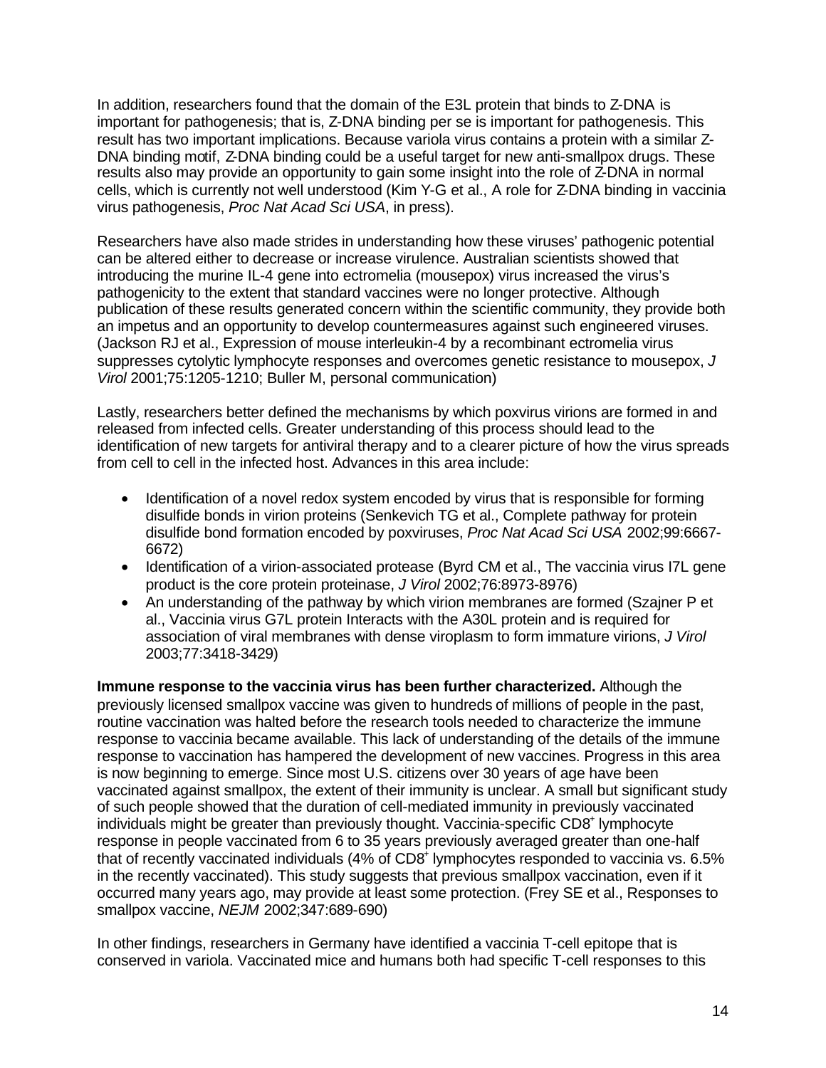In addition, researchers found that the domain of the E3L protein that binds to Z-DNA is important for pathogenesis; that is, Z-DNA binding per se is important for pathogenesis. This result has two important implications. Because variola virus contains a protein with a similar Z-DNA binding motif, Z-DNA binding could be a useful target for new anti-smallpox drugs. These results also may provide an opportunity to gain some insight into the role of Z-DNA in normal cells, which is currently not well understood (Kim Y-G et al., A role for Z-DNA binding in vaccinia virus pathogenesis, *Proc Nat Acad Sci USA*, in press).

Researchers have also made strides in understanding how these viruses' pathogenic potential can be altered either to decrease or increase virulence. Australian scientists showed that introducing the murine IL-4 gene into ectromelia (mousepox) virus increased the virus's pathogenicity to the extent that standard vaccines were no longer protective. Although publication of these results generated concern within the scientific community, they provide both an impetus and an opportunity to develop countermeasures against such engineered viruses. (Jackson RJ et al., Expression of mouse interleukin-4 by a recombinant ectromelia virus suppresses cytolytic lymphocyte responses and overcomes genetic resistance to mousepox, *J Virol* 2001;75:1205-1210; Buller M, personal communication)

Lastly, researchers better defined the mechanisms by which poxvirus virions are formed in and released from infected cells. Greater understanding of this process should lead to the identification of new targets for antiviral therapy and to a clearer picture of how the virus spreads from cell to cell in the infected host. Advances in this area include:

- Identification of a novel redox system encoded by virus that is responsible for forming disulfide bonds in virion proteins (Senkevich TG et al., Complete pathway for protein disulfide bond formation encoded by poxviruses, *Proc Nat Acad Sci USA* 2002;99:6667-6672)
- Identification of a virion-associated protease (Byrd CM et al., The vaccinia virus I7L gene product is the core protein proteinase, *J Virol* 2002;76:8973-8976)
- An understanding of the pathway by which virion membranes are formed (Szajner P et al., Vaccinia virus G7L protein Interacts with the A30L protein and is required for association of viral membranes with dense viroplasm to form immature virions, *J Virol* 2003;77:3418-3429)

**Immune response to the vaccinia virus has been further characterized.** Although the previously licensed smallpox vaccine was given to hundreds of millions of people in the past, routine vaccination was halted before the research tools needed to characterize the immune response to vaccinia became available. This lack of understanding of the details of the immune response to vaccination has hampered the development of new vaccines. Progress in this area is now beginning to emerge. Since most U.S. citizens over 30 years of age have been vaccinated against smallpox, the extent of their immunity is unclear. A small but significant study of such people showed that the duration of cell-mediated immunity in previously vaccinated individuals might be greater than previously thought. Vaccinia-specific $CD8^+$ lymphocyte response in people vaccinated from 6 to 35 years previously averaged greater than one-half that of recently vaccinated individuals (4% of $CD8^+$ lymphocytes responded to vaccinia vs. 6.5% in the recently vaccinated). This study suggests that previous smallpox vaccination, even if it occurred many years ago, may provide at least some protection. (Frey SE et al., Responses to smallpox vaccine, *NEJM* 2002;347:689-690)

In other findings, researchers in Germany have identified a vaccinia T-cell epitope that is conserved in variola. Vaccinated mice and humans both had specific T-cell responses to this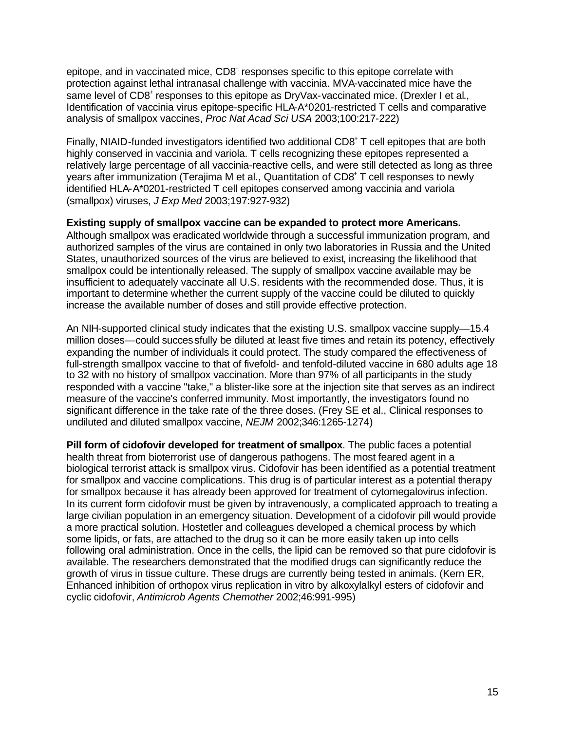epitope, and in vaccinated mice, $CD8^+$ responses specific to this epitope correlate with protection against lethal intranasal challenge with vaccinia. MVA-vaccinated mice have the same level of $CD8^+$ responses to this epitope as DryVax-vaccinated mice. (Drexler I et al., Identification of vaccinia virus epitope-specific HLA-A*0201-restricted T cells and comparative analysis of smallpox vaccines, *Proc Nat Acad Sci USA* 2003;100:217-222)

Finally, NIAID-funded investigators identified two additional $CD8^+$ T cell epitopes that are both highly conserved in vaccinia and variola. T cells recognizing these epitopes represented a relatively large percentage of all vaccinia-reactive cells, and were still detected as long as three years after immunization (Terajima M et al., Quantitation of $CD8^+$ T cell responses to newly identified HLA-A*0201-restricted T cell epitopes conserved among vaccinia and variola (smallpox) viruses, *J Exp Med* 2003;197:927-932)

**Existing supply of smallpox vaccine can be expanded to protect more Americans.** Although smallpox was eradicated worldwide through a successful immunization program, and authorized samples of the virus are contained in only two laboratories in Russia and the United States, unauthorized sources of the virus are believed to exist, increasing the likelihood that smallpox could be intentionally released. The supply of smallpox vaccine available may be insufficient to adequately vaccinate all U.S. residents with the recommended dose. Thus, it is important to determine whether the current supply of the vaccine could be diluted to quickly increase the available number of doses and still provide effective protection.

An NIH-supported clinical study indicates that the existing U.S. smallpox vaccine supply—15.4 million doses—could successfully be diluted at least five times and retain its potency, effectively expanding the number of individuals it could protect. The study compared the effectiveness of full-strength smallpox vaccine to that of fivefold- and tenfold-diluted vaccine in 680 adults age 18 to 32 with no history of smallpox vaccination. More than 97% of all participants in the study responded with a vaccine "take," a blister-like sore at the injection site that serves as an indirect measure of the vaccine's conferred immunity. Most importantly, the investigators found no significant difference in the take rate of the three doses. (Frey SE et al., Clinical responses to undiluted and diluted smallpox vaccine, *NEJM* 2002;346:1265-1274)

**Pill form of cidofovir developed for treatment of smallpox**. The public faces a potential health threat from bioterrorist use of dangerous pathogens. The most feared agent in a biological terrorist attack is smallpox virus. Cidofovir has been identified as a potential treatment for smallpox and vaccine complications. This drug is of particular interest as a potential therapy for smallpox because it has already been approved for treatment of cytomegalovirus infection. In its current form cidofovir must be given by intravenously, a complicated approach to treating a large civilian population in an emergency situation. Development of a cidofovir pill would provide a more practical solution. Hostetler and colleagues developed a chemical process by which some lipids, or fats, are attached to the drug so it can be more easily taken up into cells following oral administration. Once in the cells, the lipid can be removed so that pure cidofovir is available. The researchers demonstrated that the modified drugs can significantly reduce the growth of virus in tissue culture. These drugs are currently being tested in animals. (Kern ER, Enhanced inhibition of orthopox virus replication in vitro by alkoxylalkyl esters of cidofovir and cyclic cidofovir, *Antimicrob Agents Chemother* 2002;46:991-995)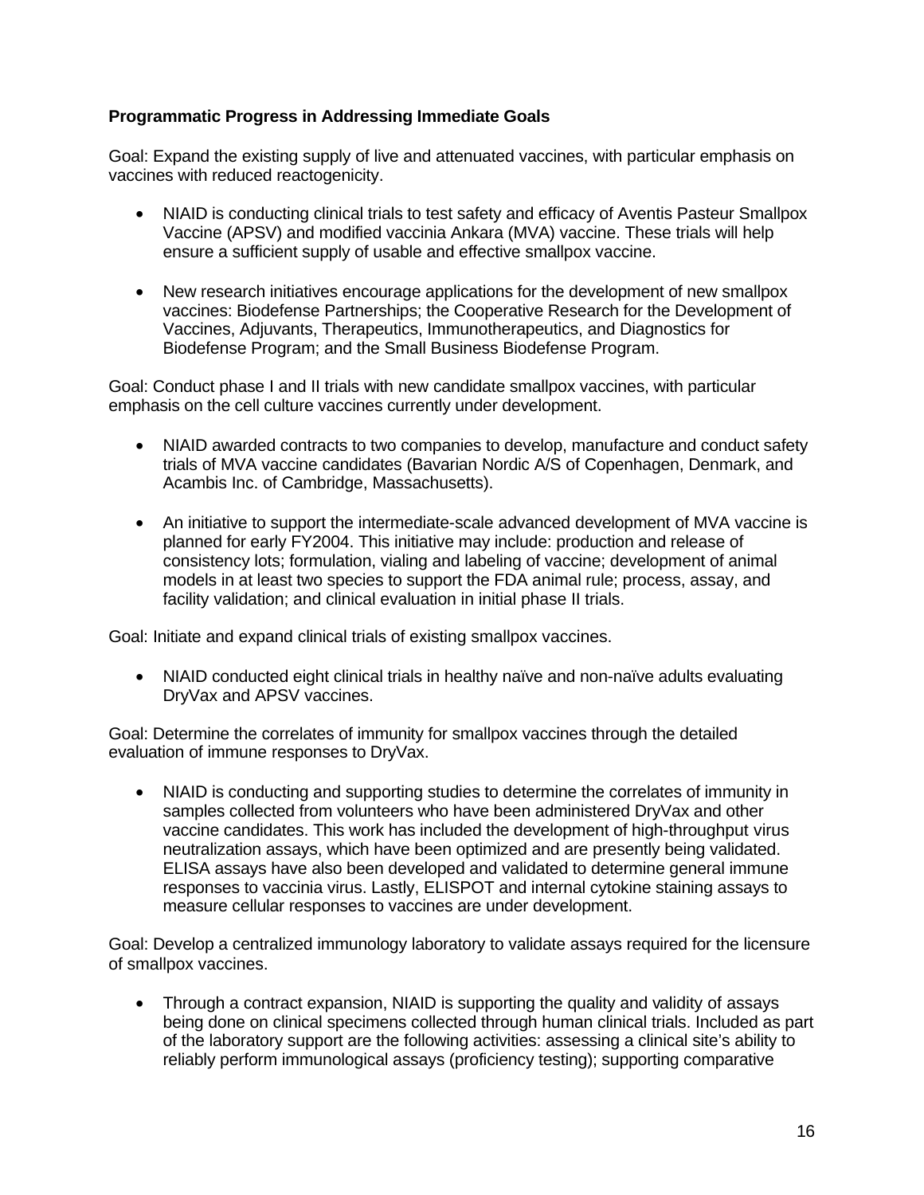**Programmatic Progress in Addressing Immediate Goals**

Goal: Expand the existing supply of live and attenuated vaccines, with particular emphasis on vaccines with reduced reactogenicity.

- NIAID is conducting clinical trials to test safety and efficacy of Aventis Pasteur Smallpox Vaccine (APSV) and modified vaccinia Ankara (MVA) vaccine. These trials will help ensure a sufficient supply of usable and effective smallpox vaccine.

- New research initiatives encourage applications for the development of new smallpox vaccines: Biodefense Partnerships; the Cooperative Research for the Development of Vaccines, Adjuvants, Therapeutics, Immunotherapeutics, and Diagnostics for Biodefense Program; and the Small Business Biodefense Program.

Goal: Conduct phase I and II trials with new candidate smallpox vaccines, with particular emphasis on the cell culture vaccines currently under development.

- NIAID awarded contracts to two companies to develop, manufacture and conduct safety trials of MVA vaccine candidates (Bavarian Nordic A/S of Copenhagen, Denmark, and Acambis Inc. of Cambridge, Massachusetts).

- An initiative to support the intermediate-scale advanced development of MVA vaccine is planned for early FY2004. This initiative may include: production and release of consistency lots; formulation, vialing and labeling of vaccine; development of animal models in at least two species to support the FDA animal rule; process, assay, and facility validation; and clinical evaluation in initial phase II trials.

Goal: Initiate and expand clinical trials of existing smallpox vaccines.

- NIAID conducted eight clinical trials in healthy naïve and non-naïve adults evaluating DryVax and APSV vaccines.

Goal: Determine the correlates of immunity for smallpox vaccines through the detailed evaluation of immune responses to DryVax.

- NIAID is conducting and supporting studies to determine the correlates of immunity in samples collected from volunteers who have been administered DryVax and other vaccine candidates. This work has included the development of high-throughput virus neutralization assays, which have been optimized and are presently being validated. ELISA assays have also been developed and validated to determine general immune responses to vaccinia virus. Lastly, ELISPOT and internal cytokine staining assays to measure cellular responses to vaccines are under development.

Goal: Develop a centralized immunology laboratory to validate assays required for the licensure of smallpox vaccines.

- Through a contract expansion, NIAID is supporting the quality and validity of assays being done on clinical specimens collected through human clinical trials. Included as part of the laboratory support are the following activities: assessing a clinical site's ability to reliably perform immunological assays (proficiency testing); supporting comparative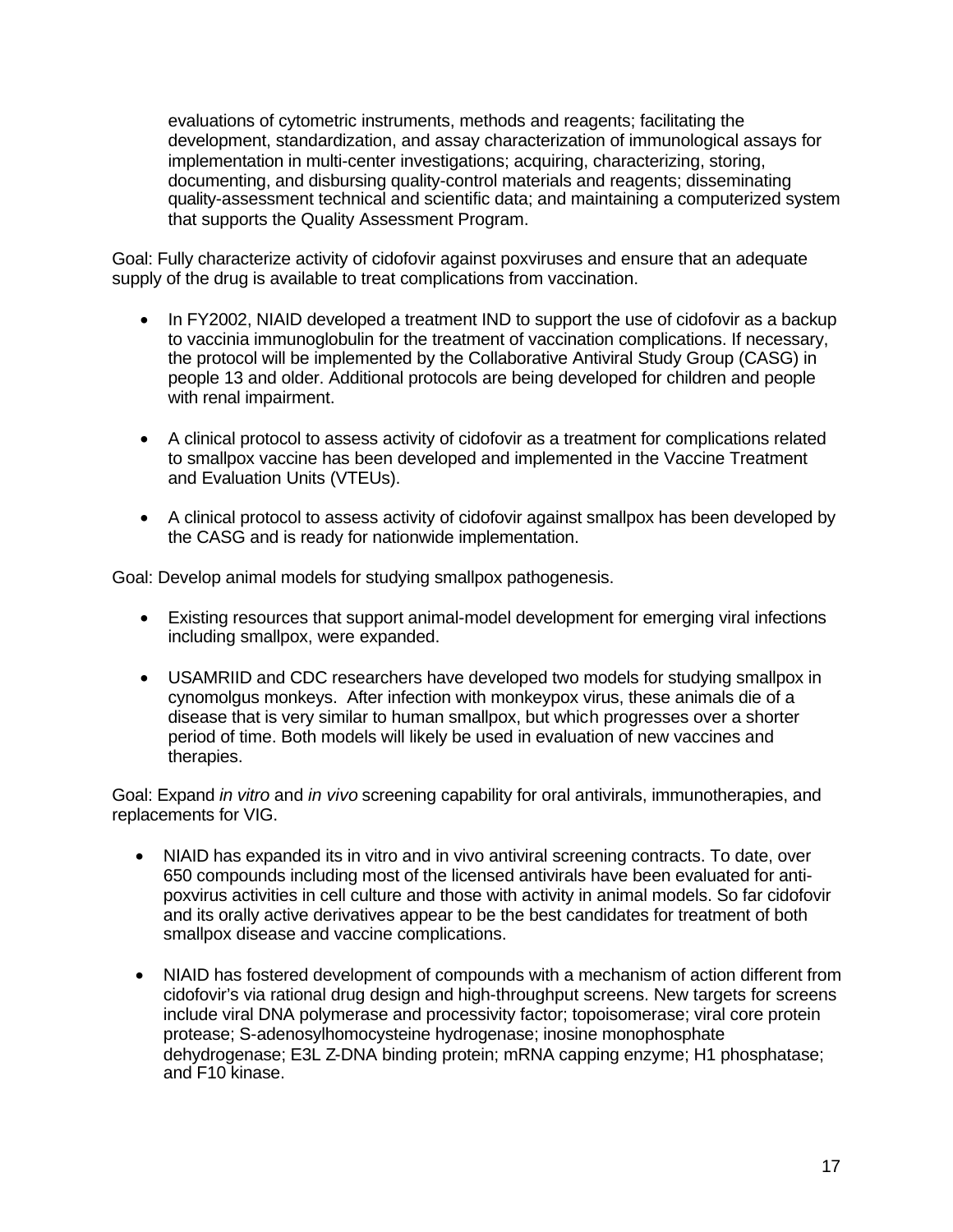evaluations of cytometric instruments, methods and reagents; facilitating the development, standardization, and assay characterization of immunological assays for implementation in multi-center investigations; acquiring, characterizing, storing, documenting, and disbursing quality-control materials and reagents; disseminating quality-assessment technical and scientific data; and maintaining a computerized system that supports the Quality Assessment Program.

Goal: Fully characterize activity of cidofovir against poxviruses and ensure that an adequate supply of the drug is available to treat complications from vaccination.

- In FY2002, NIAID developed a treatment IND to support the use of cidofovir as a backup to vaccinia immunoglobulin for the treatment of vaccination complications. If necessary, the protocol will be implemented by the Collaborative Antiviral Study Group (CASG) in people 13 and older. Additional protocols are being developed for children and people with renal impairment.

- A clinical protocol to assess activity of cidofovir as a treatment for complications related to smallpox vaccine has been developed and implemented in the Vaccine Treatment and Evaluation Units (VTEUs).

- A clinical protocol to assess activity of cidofovir against smallpox has been developed by the CASG and is ready for nationwide implementation.

Goal: Develop animal models for studying smallpox pathogenesis.

- Existing resources that support animal-model development for emerging viral infections including smallpox, were expanded.

- USAMRIID and CDC researchers have developed two models for studying smallpox in cynomolgus monkeys. After infection with monkeypox virus, these animals die of a disease that is very similar to human smallpox, but which progresses over a shorter period of time. Both models will likely be used in evaluation of new vaccines and therapies.

Goal: Expand *in vitro* and *in vivo* screening capability for oral antivirals, immunotherapies, and replacements for VIG.

- NIAID has expanded its in vitro and in vivo antiviral screening contracts. To date, over 650 compounds including most of the licensed antivirals have been evaluated for anti-poxvirus activities in cell culture and those with activity in animal models. So far cidofovir and its orally active derivatives appear to be the best candidates for treatment of both smallpox disease and vaccine complications.

- NIAID has fostered development of compounds with a mechanism of action different from cidofovir's via rational drug design and high-throughput screens. New targets for screens include viral DNA polymerase and processivity factor; topoisomerase; viral core protein protease; S-adenosylhomocysteine hydrogenase; inosine monophosphate dehydrogenase; E3L Z-DNA binding protein; mRNA capping enzyme; H1 phosphatase; and F10 kinase.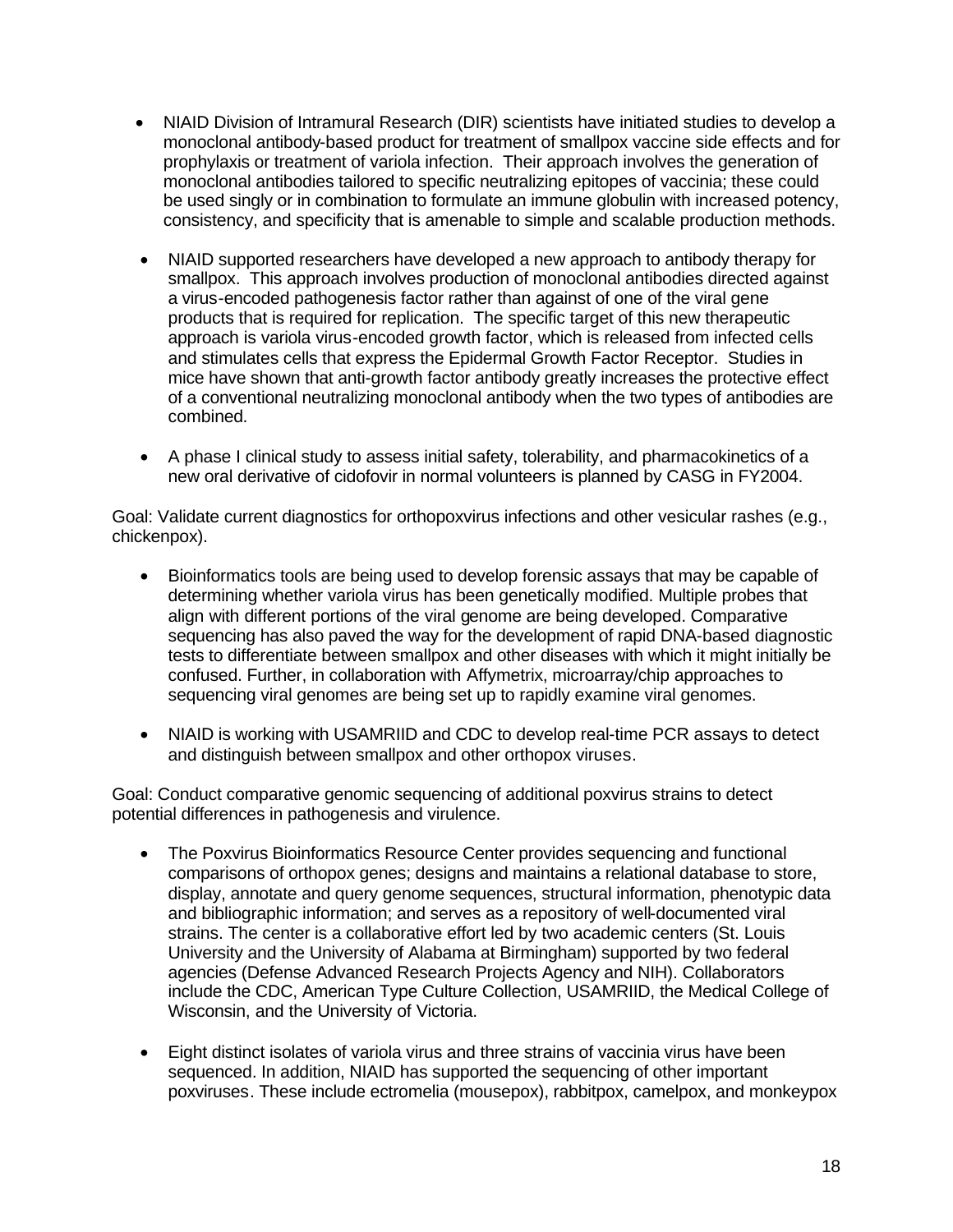- NIAID Division of Intramural Research (DIR) scientists have initiated studies to develop a monoclonal antibody-based product for treatment of smallpox vaccine side effects and for prophylaxis or treatment of variola infection. Their approach involves the generation of monoclonal antibodies tailored to specific neutralizing epitopes of vaccinia; these could be used singly or in combination to formulate an immune globulin with increased potency, consistency, and specificity that is amenable to simple and scalable production methods.

- NIAID supported researchers have developed a new approach to antibody therapy for smallpox. This approach involves production of monoclonal antibodies directed against a virus-encoded pathogenesis factor rather than against of one of the viral gene products that is required for replication. The specific target of this new therapeutic approach is variola virus-encoded growth factor, which is released from infected cells and stimulates cells that express the Epidermal Growth Factor Receptor. Studies in mice have shown that anti-growth factor antibody greatly increases the protective effect of a conventional neutralizing monoclonal antibody when the two types of antibodies are combined.

- A phase I clinical study to assess initial safety, tolerability, and pharmacokinetics of a new oral derivative of cidofovir in normal volunteers is planned by CASG in FY2004.

Goal: Validate current diagnostics for orthopoxvirus infections and other vesicular rashes (e.g., chickenpox).

- Bioinformatics tools are being used to develop forensic assays that may be capable of determining whether variola virus has been genetically modified. Multiple probes that align with different portions of the viral genome are being developed. Comparative sequencing has also paved the way for the development of rapid DNA-based diagnostic tests to differentiate between smallpox and other diseases with which it might initially be confused. Further, in collaboration with Affymetrix, microarray/chip approaches to sequencing viral genomes are being set up to rapidly examine viral genomes.

- NIAID is working with USAMRIID and CDC to develop real-time PCR assays to detect and distinguish between smallpox and other orthopox viruses.

Goal: Conduct comparative genomic sequencing of additional poxvirus strains to detect potential differences in pathogenesis and virulence.

- The Poxvirus Bioinformatics Resource Center provides sequencing and functional comparisons of orthopox genes; designs and maintains a relational database to store, display, annotate and query genome sequences, structural information, phenotypic data and bibliographic information; and serves as a repository of well-documented viral strains. The center is a collaborative effort led by two academic centers (St. Louis University and the University of Alabama at Birmingham) supported by two federal agencies (Defense Advanced Research Projects Agency and NIH). Collaborators include the CDC, American Type Culture Collection, USAMRIID, the Medical College of Wisconsin, and the University of Victoria.

- Eight distinct isolates of variola virus and three strains of vaccinia virus have been sequenced. In addition, NIAID has supported the sequencing of other important poxviruses. These include ectromelia (mousepox), rabbitpox, camelpox, and monkeypox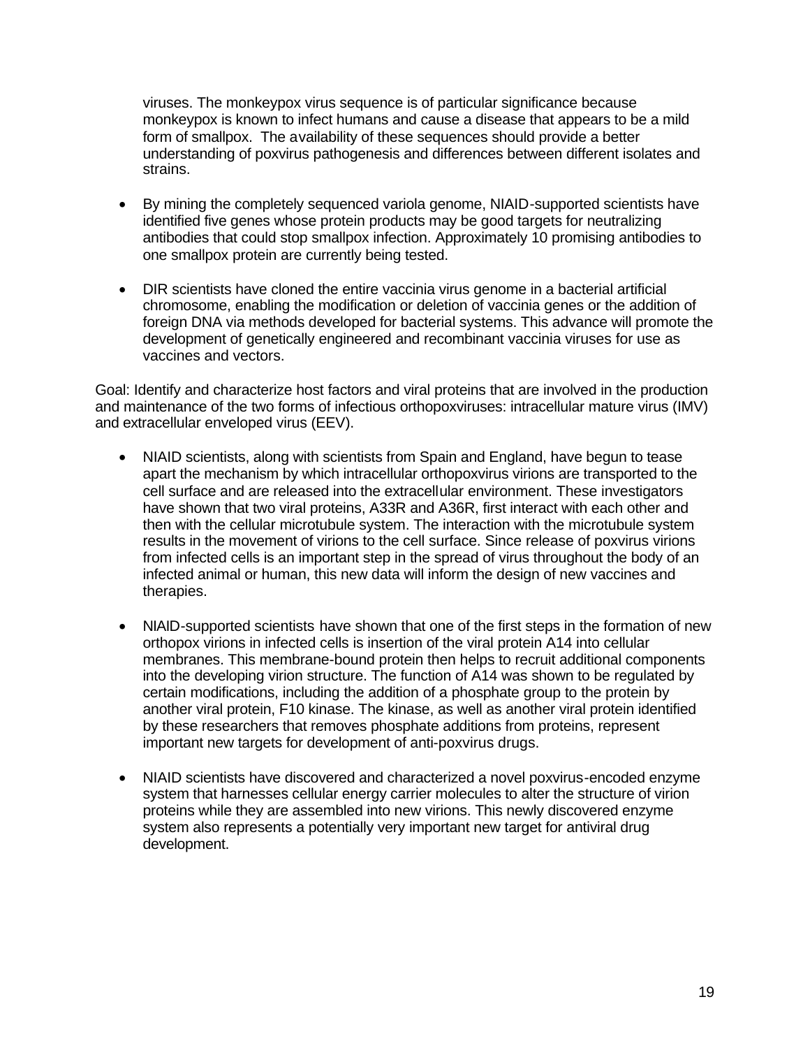viruses. The monkeypox virus sequence is of particular significance because monkeypox is known to infect humans and cause a disease that appears to be a mild form of smallpox. The availability of these sequences should provide a better understanding of poxvirus pathogenesis and differences between different isolates and strains.

- By mining the completely sequenced variola genome, NIAID-supported scientists have identified five genes whose protein products may be good targets for neutralizing antibodies that could stop smallpox infection. Approximately 10 promising antibodies to one smallpox protein are currently being tested.

- DIR scientists have cloned the entire vaccinia virus genome in a bacterial artificial chromosome, enabling the modification or deletion of vaccinia genes or the addition of foreign DNA via methods developed for bacterial systems. This advance will promote the development of genetically engineered and recombinant vaccinia viruses for use as vaccines and vectors.

Goal: Identify and characterize host factors and viral proteins that are involved in the production and maintenance of the two forms of infectious orthopoxviruses: intracellular mature virus (IMV) and extracellular enveloped virus (EEV).

- NIAID scientists, along with scientists from Spain and England, have begun to tease apart the mechanism by which intracellular orthopoxvirus virions are transported to the cell surface and are released into the extracellular environment. These investigators have shown that two viral proteins, A33R and A36R, first interact with each other and then with the cellular microtubule system. The interaction with the microtubule system results in the movement of virions to the cell surface. Since release of poxvirus virions from infected cells is an important step in the spread of virus throughout the body of an infected animal or human, this new data will inform the design of new vaccines and therapies.

- NIAID-supported scientists have shown that one of the first steps in the formation of new orthopox virions in infected cells is insertion of the viral protein A14 into cellular membranes. This membrane-bound protein then helps to recruit additional components into the developing virion structure. The function of A14 was shown to be regulated by certain modifications, including the addition of a phosphate group to the protein by another viral protein, F10 kinase. The kinase, as well as another viral protein identified by these researchers that removes phosphate additions from proteins, represent important new targets for development of anti-poxvirus drugs.

- NIAID scientists have discovered and characterized a novel poxvirus-encoded enzyme system that harnesses cellular energy carrier molecules to alter the structure of virion proteins while they are assembled into new virions. This newly discovered enzyme system also represents a potentially very important new target for antiviral drug development.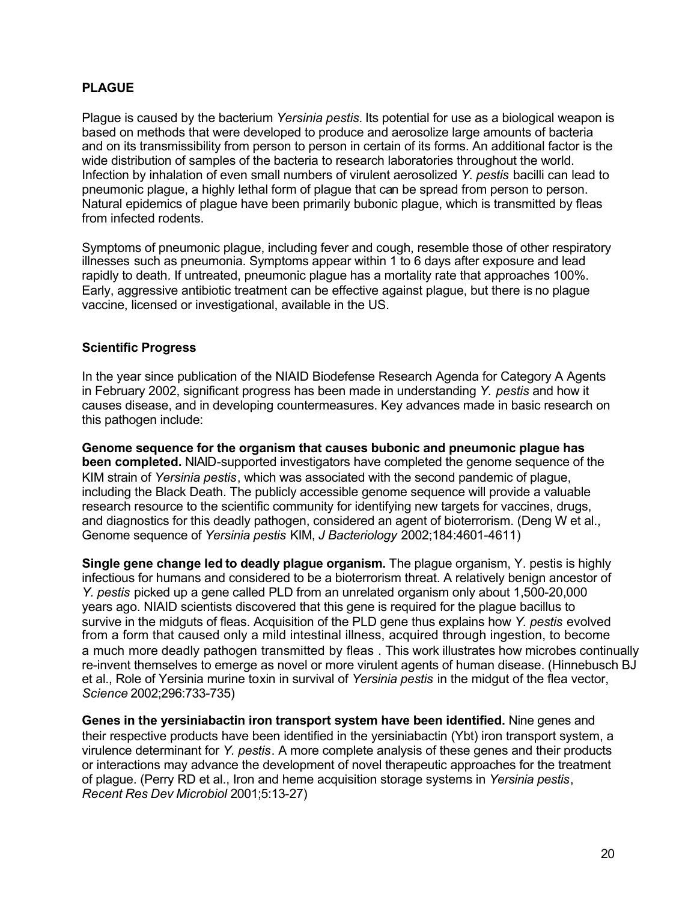## PLAGUE

Plague is caused by the bacterium *Yersinia pestis*. Its potential for use as a biological weapon is based on methods that were developed to produce and aerosolize large amounts of bacteria and on its transmissibility from person to person in certain of its forms. An additional factor is the wide distribution of samples of the bacteria to research laboratories throughout the world. Infection by inhalation of even small numbers of virulent aerosolized *Y. pestis* bacilli can lead to pneumonic plague, a highly lethal form of plague that can be spread from person to person. Natural epidemics of plague have been primarily bubonic plague, which is transmitted by fleas from infected rodents.

Symptoms of pneumonic plague, including fever and cough, resemble those of other respiratory illnesses such as pneumonia. Symptoms appear within 1 to 6 days after exposure and lead rapidly to death. If untreated, pneumonic plague has a mortality rate that approaches 100%. Early, aggressive antibiotic treatment can be effective against plague, but there is no plague vaccine, licensed or investigational, available in the US.

### Scientific Progress

In the year since publication of the NIAID Biodefense Research Agenda for Category A Agents in February 2002, significant progress has been made in understanding *Y. pestis* and how it causes disease, and in developing countermeasures. Key advances made in basic research on this pathogen include:

**Genome sequence for the organism that causes bubonic and pneumonic plague has been completed.** NIAID-supported investigators have completed the genome sequence of the KIM strain of *Yersinia pestis*, which was associated with the second pandemic of plague, including the Black Death. The publicly accessible genome sequence will provide a valuable research resource to the scientific community for identifying new targets for vaccines, drugs, and diagnostics for this deadly pathogen, considered an agent of bioterrorism. (Deng W et al., Genome sequence of *Yersinia pestis* KIM, *J Bacteriology* 2002;184:4601-4611)

**Single gene change led to deadly plague organism.** The plague organism, Y. pestis is highly infectious for humans and considered to be a bioterrorism threat. A relatively benign ancestor of *Y. pestis* picked up a gene called PLD from an unrelated organism only about 1,500-20,000 years ago. NIAID scientists discovered that this gene is required for the plague bacillus to survive in the midguts of fleas. Acquisition of the PLD gene thus explains how *Y. pestis* evolved from a form that caused only a mild intestinal illness, acquired through ingestion, to become a much more deadly pathogen transmitted by fleas . This work illustrates how microbes continually re-invent themselves to emerge as novel or more virulent agents of human disease. (Hinnebusch BJ et al., Role of Yersinia murine toxin in survival of *Yersinia pestis* in the midgut of the flea vector, *Science* 2002;296:733-735)

**Genes in the yersiniabactin iron transport system have been identified.** Nine genes and their respective products have been identified in the yersiniabactin (Ybt) iron transport system, a virulence determinant for *Y. pestis*. A more complete analysis of these genes and their products or interactions may advance the development of novel therapeutic approaches for the treatment of plague. (Perry RD et al., Iron and heme acquisition storage systems in *Yersinia pestis*, *Recent Res Dev Microbiol* 2001;5:13-27)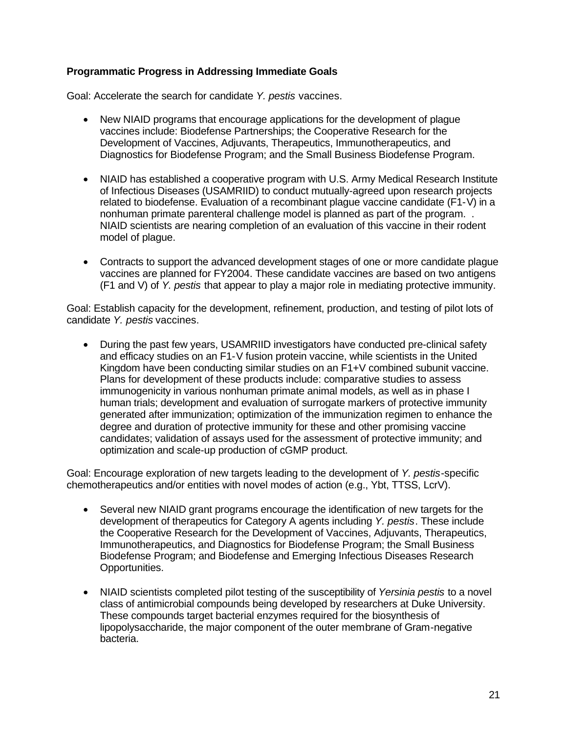**Programmatic Progress in Addressing Immediate Goals**

Goal: Accelerate the search for candidate *Y. pestis* vaccines.

- New NIAID programs that encourage applications for the development of plague vaccines include: Biodefense Partnerships; the Cooperative Research for the Development of Vaccines, Adjuvants, Therapeutics, Immunotherapeutics, and Diagnostics for Biodefense Program; and the Small Business Biodefense Program.

- NIAID has established a cooperative program with U.S. Army Medical Research Institute of Infectious Diseases (USAMRIID) to conduct mutually-agreed upon research projects related to biodefense. Evaluation of a recombinant plague vaccine candidate (F1-V) in a nonhuman primate parenteral challenge model is planned as part of the program. . NIAID scientists are nearing completion of an evaluation of this vaccine in their rodent model of plague.

- Contracts to support the advanced development stages of one or more candidate plague vaccines are planned for FY2004. These candidate vaccines are based on two antigens (F1 and V) of *Y. pestis* that appear to play a major role in mediating protective immunity.

Goal: Establish capacity for the development, refinement, production, and testing of pilot lots of candidate *Y. pestis* vaccines.

- During the past few years, USAMRIID investigators have conducted pre-clinical safety and efficacy studies on an F1-V fusion protein vaccine, while scientists in the United Kingdom have been conducting similar studies on an F1+V combined subunit vaccine. Plans for development of these products include: comparative studies to assess immunogenicity in various nonhuman primate animal models, as well as in phase I human trials; development and evaluation of surrogate markers of protective immunity generated after immunization; optimization of the immunization regimen to enhance the degree and duration of protective immunity for these and other promising vaccine candidates; validation of assays used for the assessment of protective immunity; and optimization and scale-up production of cGMP product.

Goal: Encourage exploration of new targets leading to the development of *Y. pestis*-specific chemotherapeutics and/or entities with novel modes of action (e.g., Ybt, TTSS, LcrV).

- Several new NIAID grant programs encourage the identification of new targets for the development of therapeutics for Category A agents including *Y. pestis*. These include the Cooperative Research for the Development of Vaccines, Adjuvants, Therapeutics, Immunotherapeutics, and Diagnostics for Biodefense Program; the Small Business Biodefense Program; and Biodefense and Emerging Infectious Diseases Research Opportunities.

- NIAID scientists completed pilot testing of the susceptibility of *Yersinia pestis* to a novel class of antimicrobial compounds being developed by researchers at Duke University. These compounds target bacterial enzymes required for the biosynthesis of lipopolysaccharide, the major component of the outer membrane of Gram-negative bacteria.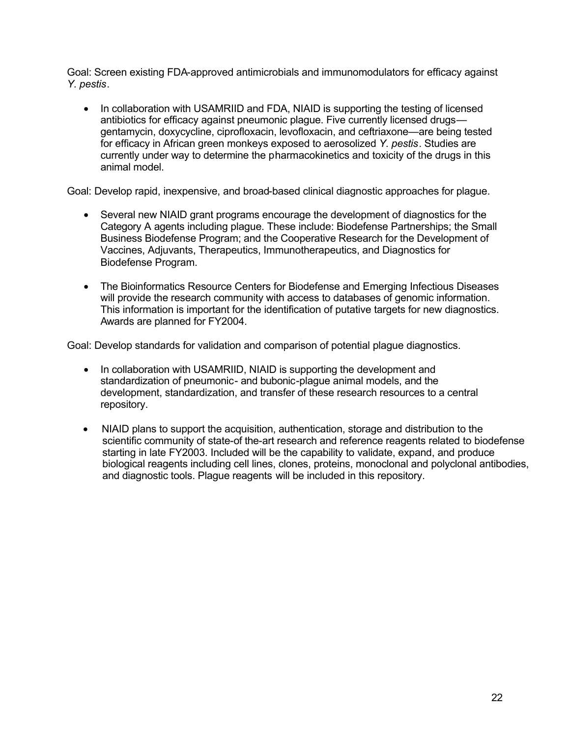Goal: Screen existing FDA-approved antimicrobials and immunomodulators for efficacy against *Y. pestis*.

- In collaboration with USAMRIID and FDA, NIAID is supporting the testing of licensed antibiotics for efficacy against pneumonic plague. Five currently licensed drugs—gentamycin, doxycycline, ciprofloxacin, levofloxacin, and ceftriaxone—are being tested for efficacy in African green monkeys exposed to aerosolized *Y. pestis*. Studies are currently under way to determine the pharmacokinetics and toxicity of the drugs in this animal model.

Goal: Develop rapid, inexpensive, and broad-based clinical diagnostic approaches for plague.

- Several new NIAID grant programs encourage the development of diagnostics for the Category A agents including plague. These include: Biodefense Partnerships; the Small Business Biodefense Program; and the Cooperative Research for the Development of Vaccines, Adjuvants, Therapeutics, Immunotherapeutics, and Diagnostics for Biodefense Program.

- The Bioinformatics Resource Centers for Biodefense and Emerging Infectious Diseases will provide the research community with access to databases of genomic information. This information is important for the identification of putative targets for new diagnostics. Awards are planned for FY2004.

Goal: Develop standards for validation and comparison of potential plague diagnostics.

- In collaboration with USAMRIID, NIAID is supporting the development and standardization of pneumonic- and bubonic-plague animal models, and the development, standardization, and transfer of these research resources to a central repository.

- NIAID plans to support the acquisition, authentication, storage and distribution to the scientific community of state-of the-art research and reference reagents related to biodefense starting in late FY2003. Included will be the capability to validate, expand, and produce biological reagents including cell lines, clones, proteins, monoclonal and polyclonal antibodies, and diagnostic tools. Plague reagents will be included in this repository.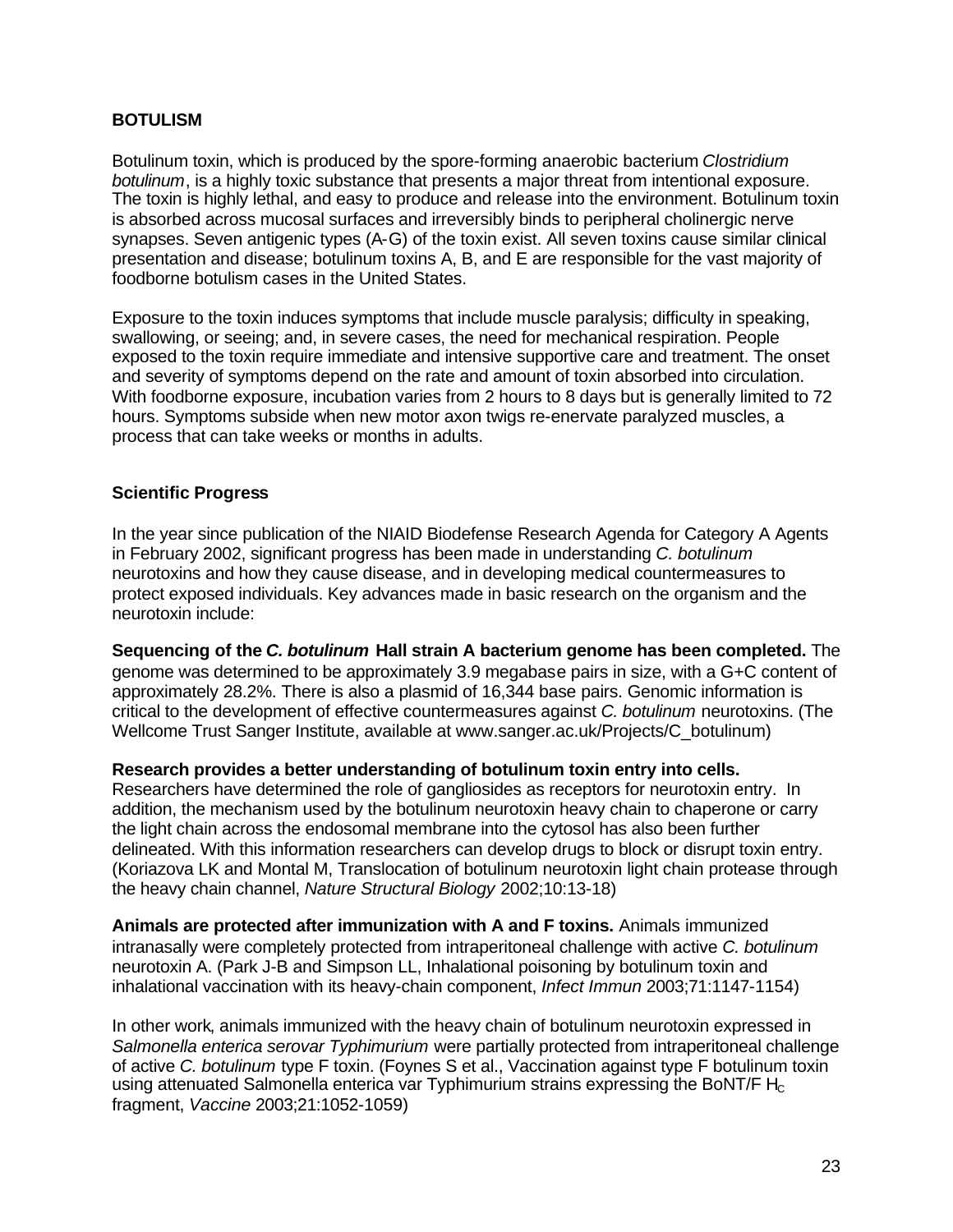## BOTULISM

Botulinum toxin, which is produced by the spore-forming anaerobic bacterium *Clostridium botulinum*, is a highly toxic substance that presents a major threat from intentional exposure. The toxin is highly lethal, and easy to produce and release into the environment. Botulinum toxin is absorbed across mucosal surfaces and irreversibly binds to peripheral cholinergic nerve synapses. Seven antigenic types (A-G) of the toxin exist. All seven toxins cause similar clinical presentation and disease; botulinum toxins A, B, and E are responsible for the vast majority of foodborne botulism cases in the United States.

Exposure to the toxin induces symptoms that include muscle paralysis; difficulty in speaking, swallowing, or seeing; and, in severe cases, the need for mechanical respiration. People exposed to the toxin require immediate and intensive supportive care and treatment. The onset and severity of symptoms depend on the rate and amount of toxin absorbed into circulation. With foodborne exposure, incubation varies from 2 hours to 8 days but is generally limited to 72 hours. Symptoms subside when new motor axon twigs re-enervate paralyzed muscles, a process that can take weeks or months in adults.

### Scientific Progress

In the year since publication of the NIAID Biodefense Research Agenda for Category A Agents in February 2002, significant progress has been made in understanding *C. botulinum* neurotoxins and how they cause disease, and in developing medical countermeasures to protect exposed individuals. Key advances made in basic research on the organism and the neurotoxin include:

**Sequencing of the *C. botulinum* Hall strain A bacterium genome has been completed.** The genome was determined to be approximately 3.9 megabase pairs in size, with a G+C content of approximately 28.2%. There is also a plasmid of 16,344 base pairs. Genomic information is critical to the development of effective countermeasures against *C. botulinum* neurotoxins. (The Wellcome Trust Sanger Institute, available at www.sanger.ac.uk/Projects/C_botulinum)

**Research provides a better understanding of botulinum toxin entry into cells.** Researchers have determined the role of gangliosides as receptors for neurotoxin entry. In addition, the mechanism used by the botulinum neurotoxin heavy chain to chaperone or carry the light chain across the endosomal membrane into the cytosol has also been further delineated. With this information researchers can develop drugs to block or disrupt toxin entry. (Koriazova LK and Montal M, Translocation of botulinum neurotoxin light chain protease through the heavy chain channel, *Nature Structural Biology* 2002;10:13-18)

**Animals are protected after immunization with A and F toxins.** Animals immunized intranasally were completely protected from intraperitoneal challenge with active *C. botulinum* neurotoxin A. (Park J-B and Simpson LL, Inhalational poisoning by botulinum toxin and inhalational vaccination with its heavy-chain component, *Infect Immun* 2003;71:1147-1154)

In other work, animals immunized with the heavy chain of botulinum neurotoxin expressed in *Salmonella enterica serovar Typhimurium* were partially protected from intraperitoneal challenge of active *C. botulinum* type F toxin. (Foynes S et al., Vaccination against type F botulinum toxin using attenuated Salmonella enterica var Typhimurium strains expressing the BoNT/F $H_C$ fragment, *Vaccine* 2003;21:1052-1059)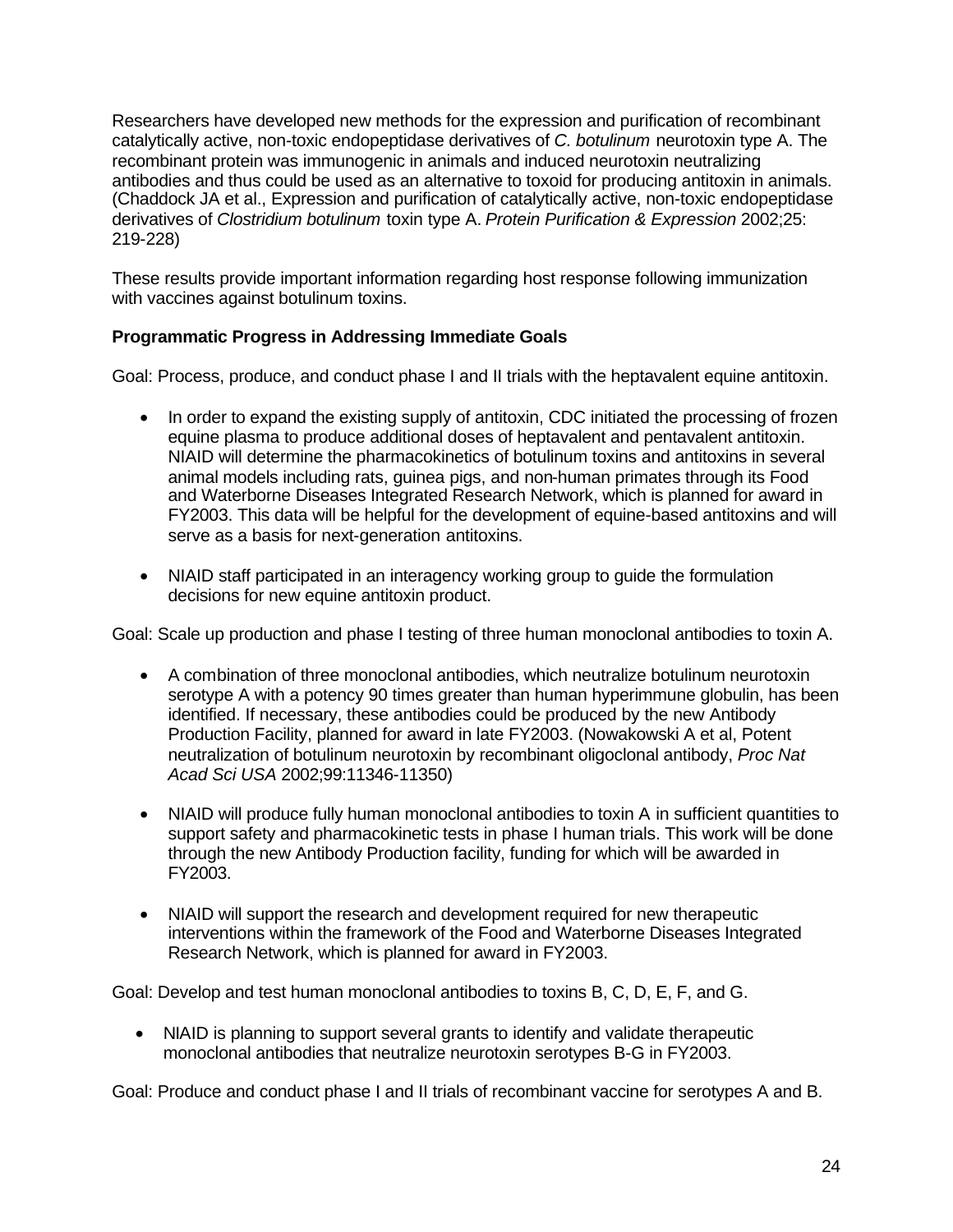Researchers have developed new methods for the expression and purification of recombinant catalytically active, non-toxic endopeptidase derivatives of *C. botulinum* neurotoxin type A. The recombinant protein was immunogenic in animals and induced neurotoxin neutralizing antibodies and thus could be used as an alternative to toxoid for producing antitoxin in animals. (Chaddock JA et al., Expression and purification of catalytically active, non-toxic endopeptidase derivatives of *Clostridium botulinum* toxin type A. *Protein Purification & Expression* 2002;25: 219-228)

These results provide important information regarding host response following immunization with vaccines against botulinum toxins.

**Programmatic Progress in Addressing Immediate Goals**

Goal: Process, produce, and conduct phase I and II trials with the heptavalent equine antitoxin.

- In order to expand the existing supply of antitoxin, CDC initiated the processing of frozen equine plasma to produce additional doses of heptavalent and pentavalent antitoxin. NIAID will determine the pharmacokinetics of botulinum toxins and antitoxins in several animal models including rats, guinea pigs, and non-human primates through its Food and Waterborne Diseases Integrated Research Network, which is planned for award in FY2003. This data will be helpful for the development of equine-based antitoxins and will serve as a basis for next-generation antitoxins.
- NIAID staff participated in an interagency working group to guide the formulation decisions for new equine antitoxin product.

Goal: Scale up production and phase I testing of three human monoclonal antibodies to toxin A.

- A combination of three monoclonal antibodies, which neutralize botulinum neurotoxin serotype A with a potency 90 times greater than human hyperimmune globulin, has been identified. If necessary, these antibodies could be produced by the new Antibody Production Facility, planned for award in late FY2003. (Nowakowski A et al, Potent neutralization of botulinum neurotoxin by recombinant oligoclonal antibody, *Proc Nat Acad Sci USA* 2002;99:11346-11350)
- NIAID will produce fully human monoclonal antibodies to toxin A in sufficient quantities to support safety and pharmacokinetic tests in phase I human trials. This work will be done through the new Antibody Production facility, funding for which will be awarded in FY2003.
- NIAID will support the research and development required for new therapeutic interventions within the framework of the Food and Waterborne Diseases Integrated Research Network, which is planned for award in FY2003.

Goal: Develop and test human monoclonal antibodies to toxins B, C, D, E, F, and G.

- NIAID is planning to support several grants to identify and validate therapeutic monoclonal antibodies that neutralize neurotoxin serotypes B-G in FY2003.

Goal: Produce and conduct phase I and II trials of recombinant vaccine for serotypes A and B.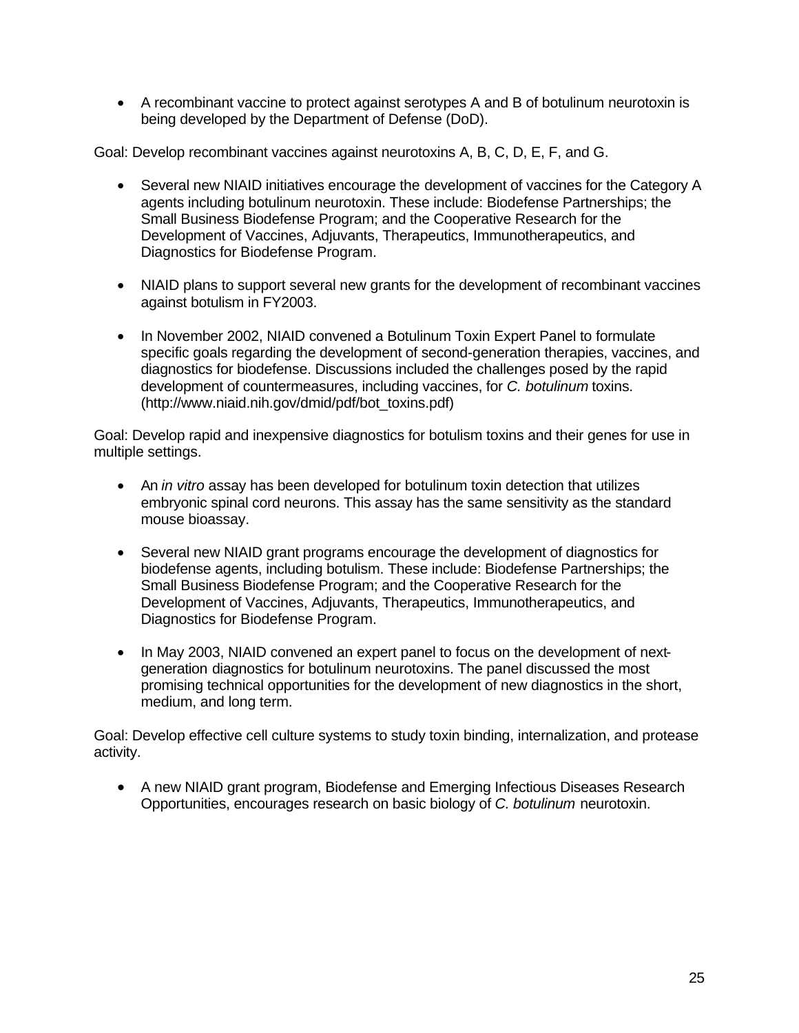- A recombinant vaccine to protect against serotypes A and B of botulinum neurotoxin is being developed by the Department of Defense (DoD).

Goal: Develop recombinant vaccines against neurotoxins A, B, C, D, E, F, and G.

- Several new NIAID initiatives encourage the development of vaccines for the Category A agents including botulinum neurotoxin. These include: Biodefense Partnerships; the Small Business Biodefense Program; and the Cooperative Research for the Development of Vaccines, Adjuvants, Therapeutics, Immunotherapeutics, and Diagnostics for Biodefense Program.

- NIAID plans to support several new grants for the development of recombinant vaccines against botulism in FY2003.

- In November 2002, NIAID convened a Botulinum Toxin Expert Panel to formulate specific goals regarding the development of second-generation therapies, vaccines, and diagnostics for biodefense. Discussions included the challenges posed by the rapid development of countermeasures, including vaccines, for *C. botulinum* toxins. (http://www.niaid.nih.gov/dmid/pdf/bot_toxins.pdf)

Goal: Develop rapid and inexpensive diagnostics for botulism toxins and their genes for use in multiple settings.

- An *in vitro* assay has been developed for botulinum toxin detection that utilizes embryonic spinal cord neurons. This assay has the same sensitivity as the standard mouse bioassay.

- Several new NIAID grant programs encourage the development of diagnostics for biodefense agents, including botulism. These include: Biodefense Partnerships; the Small Business Biodefense Program; and the Cooperative Research for the Development of Vaccines, Adjuvants, Therapeutics, Immunotherapeutics, and Diagnostics for Biodefense Program.

- In May 2003, NIAID convened an expert panel to focus on the development of next-generation diagnostics for botulinum neurotoxins. The panel discussed the most promising technical opportunities for the development of new diagnostics in the short, medium, and long term.

Goal: Develop effective cell culture systems to study toxin binding, internalization, and protease activity.

- A new NIAID grant program, Biodefense and Emerging Infectious Diseases Research Opportunities, encourages research on basic biology of *C. botulinum* neurotoxin.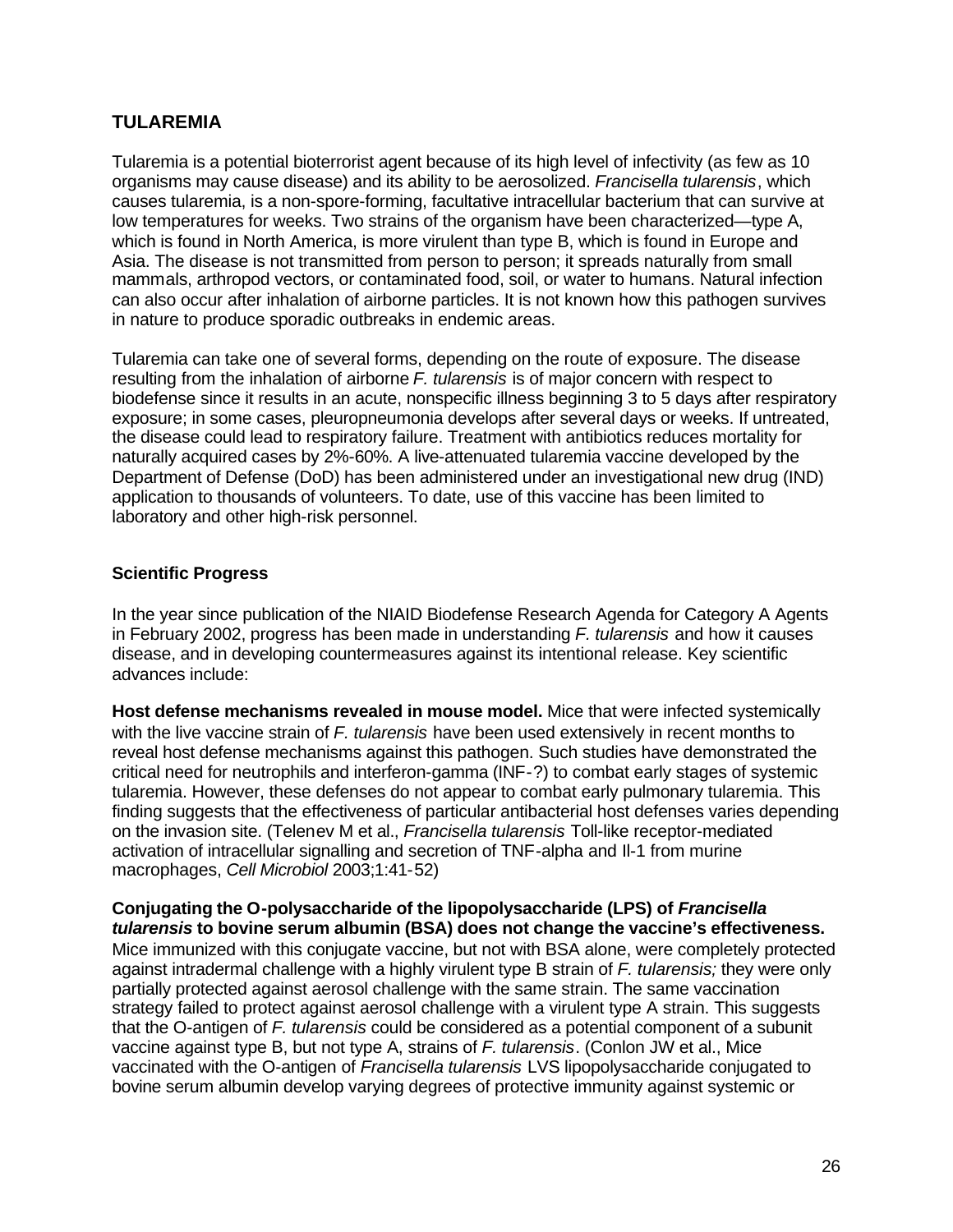## TULAREMIA

Tularemia is a potential bioterrorist agent because of its high level of infectivity (as few as 10 organisms may cause disease) and its ability to be aerosolized. *Francisella tularensis*, which causes tularemia, is a non-spore-forming, facultative intracellular bacterium that can survive at low temperatures for weeks. Two strains of the organism have been characterized—type A, which is found in North America, is more virulent than type B, which is found in Europe and Asia. The disease is not transmitted from person to person; it spreads naturally from small mammals, arthropod vectors, or contaminated food, soil, or water to humans. Natural infection can also occur after inhalation of airborne particles. It is not known how this pathogen survives in nature to produce sporadic outbreaks in endemic areas.

Tularemia can take one of several forms, depending on the route of exposure. The disease resulting from the inhalation of airborne *F. tularensis* is of major concern with respect to biodefense since it results in an acute, nonspecific illness beginning 3 to 5 days after respiratory exposure; in some cases, pleuropneumonia develops after several days or weeks. If untreated, the disease could lead to respiratory failure. Treatment with antibiotics reduces mortality for naturally acquired cases by 2%-60%. A live-attenuated tularemia vaccine developed by the Department of Defense (DoD) has been administered under an investigational new drug (IND) application to thousands of volunteers. To date, use of this vaccine has been limited to laboratory and other high-risk personnel.

### Scientific Progress

In the year since publication of the NIAID Biodefense Research Agenda for Category A Agents in February 2002, progress has been made in understanding *F. tularensis* and how it causes disease, and in developing countermeasures against its intentional release. Key scientific advances include:

**Host defense mechanisms revealed in mouse model.** Mice that were infected systemically with the live vaccine strain of *F. tularensis* have been used extensively in recent months to reveal host defense mechanisms against this pathogen. Such studies have demonstrated the critical need for neutrophils and interferon-gamma (INF-?) to combat early stages of systemic tularemia. However, these defenses do not appear to combat early pulmonary tularemia. This finding suggests that the effectiveness of particular antibacterial host defenses varies depending on the invasion site. (Telenev M et al., *Francisella tularensis* Toll-like receptor-mediated activation of intracellular signalling and secretion of TNF-alpha and Il-1 from murine macrophages, *Cell Microbiol* 2003;1:41-52)

**Conjugating the O-polysaccharide of the lipopolysaccharide (LPS) of *Francisella tularensis* to bovine serum albumin (BSA) does not change the vaccine's effectiveness.** Mice immunized with this conjugate vaccine, but not with BSA alone, were completely protected against intradermal challenge with a highly virulent type B strain of *F. tularensis;* they were only partially protected against aerosol challenge with the same strain. The same vaccination strategy failed to protect against aerosol challenge with a virulent type A strain. This suggests that the O-antigen of *F. tularensis* could be considered as a potential component of a subunit vaccine against type B, but not type A, strains of *F. tularensis*. (Conlon JW et al., Mice vaccinated with the O-antigen of *Francisella tularensis* LVS lipopolysaccharide conjugated to bovine serum albumin develop varying degrees of protective immunity against systemic or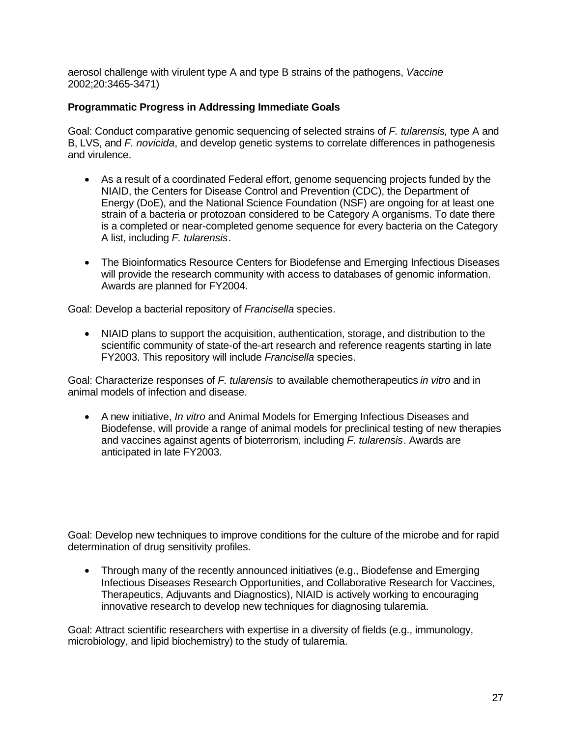aerosol challenge with virulent type A and type B strains of the pathogens, *Vaccine* 2002;20:3465-3471)

**Programmatic Progress in Addressing Immediate Goals**

Goal: Conduct comparative genomic sequencing of selected strains of *F. tularensis,* type A and B, LVS, and *F. novicida*, and develop genetic systems to correlate differences in pathogenesis and virulence.

- As a result of a coordinated Federal effort, genome sequencing projects funded by the NIAID, the Centers for Disease Control and Prevention (CDC), the Department of Energy (DoE), and the National Science Foundation (NSF) are ongoing for at least one strain of a bacteria or protozoan considered to be Category A organisms. To date there is a completed or near-completed genome sequence for every bacteria on the Category A list, including *F. tularensis*.

- The Bioinformatics Resource Centers for Biodefense and Emerging Infectious Diseases will provide the research community with access to databases of genomic information. Awards are planned for FY2004.

Goal: Develop a bacterial repository of *Francisella* species.

- NIAID plans to support the acquisition, authentication, storage, and distribution to the scientific community of state-of the-art research and reference reagents starting in late FY2003. This repository will include *Francisella* species.

Goal: Characterize responses of *F. tularensis* to available chemotherapeutics *in vitro* and in animal models of infection and disease.

- A new initiative, *In vitro* and Animal Models for Emerging Infectious Diseases and Biodefense, will provide a range of animal models for preclinical testing of new therapies and vaccines against agents of bioterrorism, including *F. tularensis*. Awards are anticipated in late FY2003.

Goal: Develop new techniques to improve conditions for the culture of the microbe and for rapid determination of drug sensitivity profiles.

- Through many of the recently announced initiatives (e.g., Biodefense and Emerging Infectious Diseases Research Opportunities, and Collaborative Research for Vaccines, Therapeutics, Adjuvants and Diagnostics), NIAID is actively working to encouraging innovative research to develop new techniques for diagnosing tularemia.

Goal: Attract scientific researchers with expertise in a diversity of fields (e.g., immunology, microbiology, and lipid biochemistry) to the study of tularemia.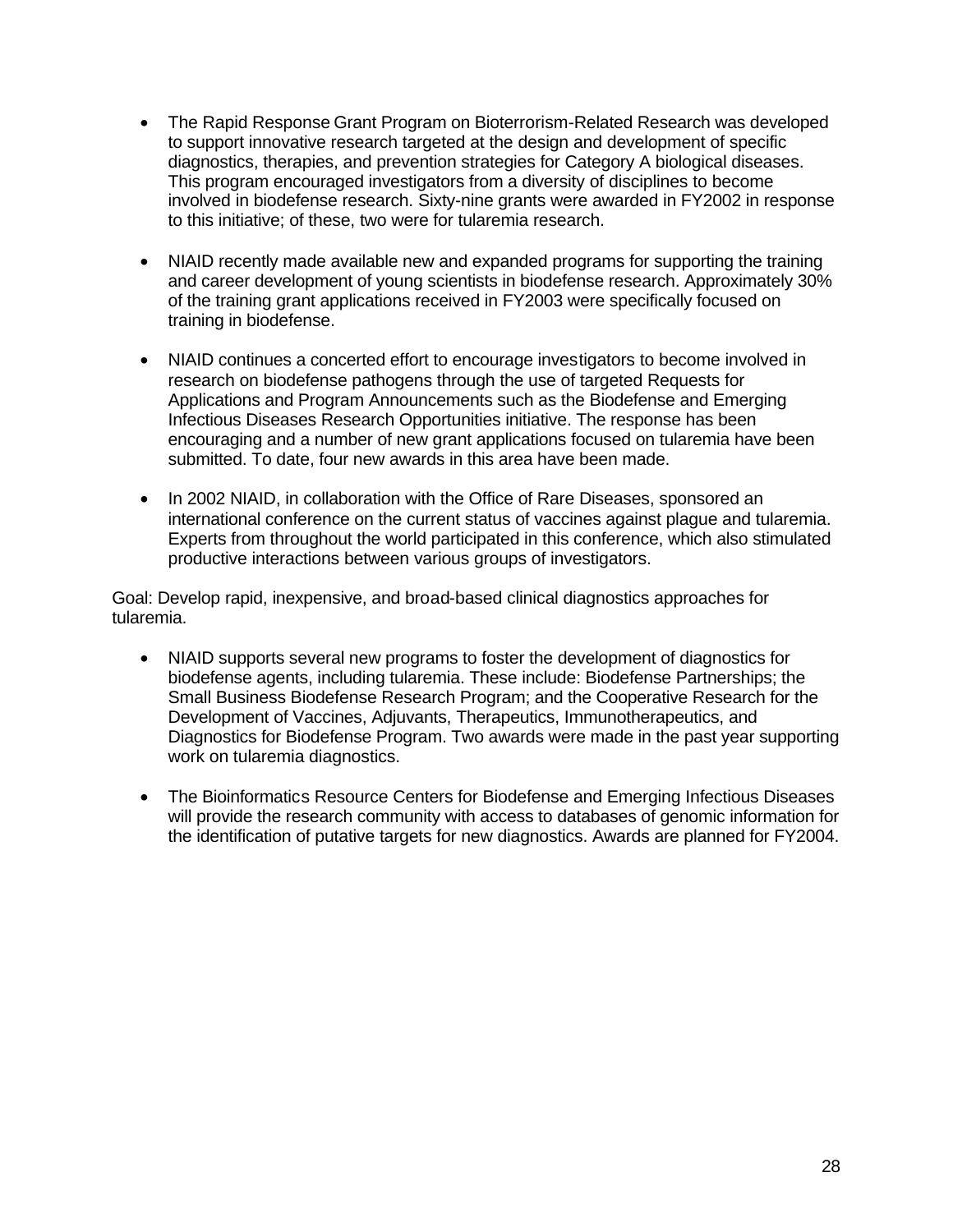- The Rapid Response Grant Program on Bioterrorism-Related Research was developed to support innovative research targeted at the design and development of specific diagnostics, therapies, and prevention strategies for Category A biological diseases. This program encouraged investigators from a diversity of disciplines to become involved in biodefense research. Sixty-nine grants were awarded in FY2002 in response to this initiative; of these, two were for tularemia research.

- NIAID recently made available new and expanded programs for supporting the training and career development of young scientists in biodefense research. Approximately 30% of the training grant applications received in FY2003 were specifically focused on training in biodefense.

- NIAID continues a concerted effort to encourage investigators to become involved in research on biodefense pathogens through the use of targeted Requests for Applications and Program Announcements such as the Biodefense and Emerging Infectious Diseases Research Opportunities initiative. The response has been encouraging and a number of new grant applications focused on tularemia have been submitted. To date, four new awards in this area have been made.

- In 2002 NIAID, in collaboration with the Office of Rare Diseases, sponsored an international conference on the current status of vaccines against plague and tularemia. Experts from throughout the world participated in this conference, which also stimulated productive interactions between various groups of investigators.

Goal: Develop rapid, inexpensive, and broad-based clinical diagnostics approaches for tularemia.

- NIAID supports several new programs to foster the development of diagnostics for biodefense agents, including tularemia. These include: Biodefense Partnerships; the Small Business Biodefense Research Program; and the Cooperative Research for the Development of Vaccines, Adjuvants, Therapeutics, Immunotherapeutics, and Diagnostics for Biodefense Program. Two awards were made in the past year supporting work on tularemia diagnostics.

- The Bioinformatics Resource Centers for Biodefense and Emerging Infectious Diseases will provide the research community with access to databases of genomic information for the identification of putative targets for new diagnostics. Awards are planned for FY2004.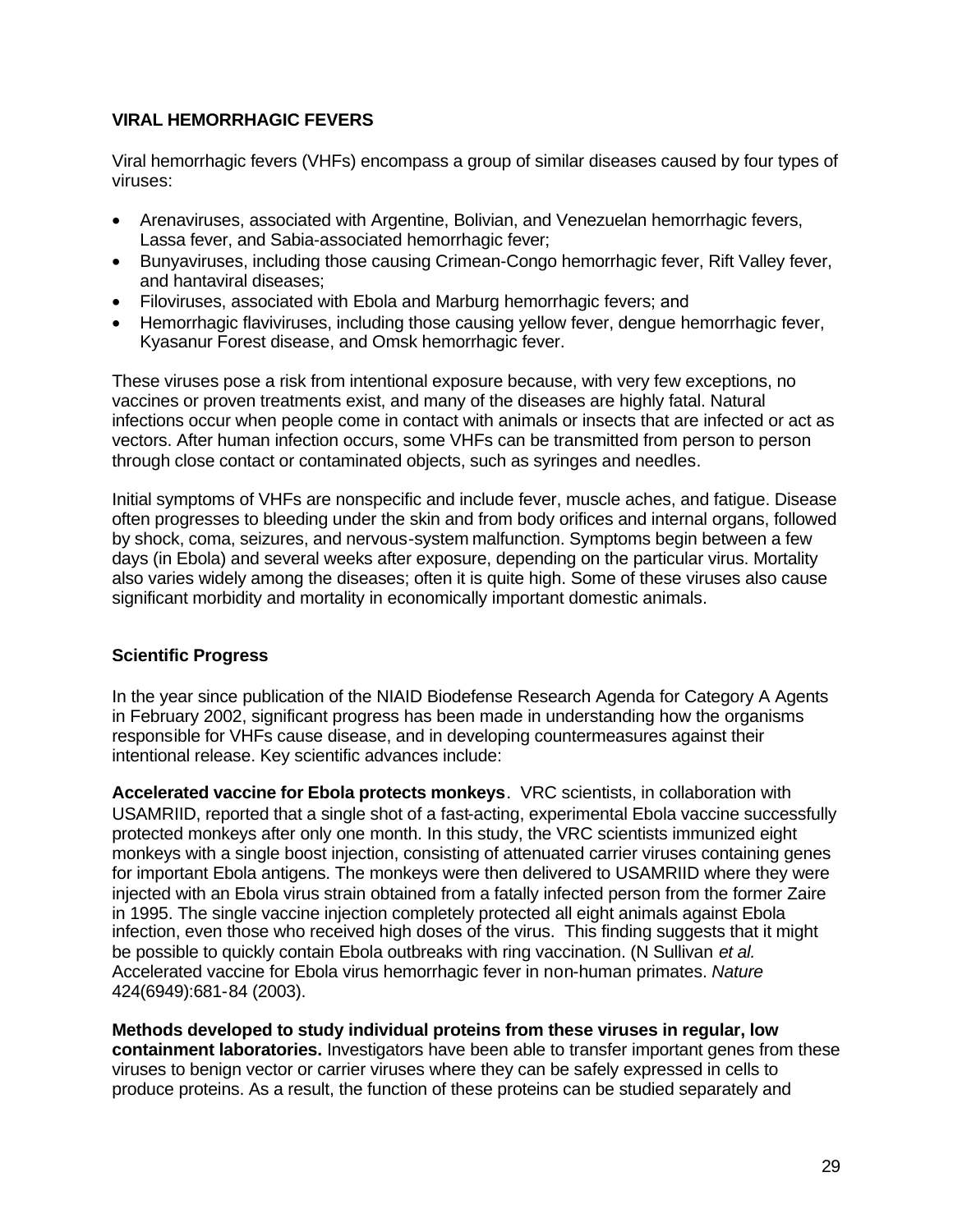## VIRAL HEMORRHAGIC FEVERS

Viral hemorrhagic fevers (VHFs) encompass a group of similar diseases caused by four types of viruses:

- Arenaviruses, associated with Argentine, Bolivian, and Venezuelan hemorrhagic fevers, Lassa fever, and Sabia-associated hemorrhagic fever;
- Bunyaviruses, including those causing Crimean-Congo hemorrhagic fever, Rift Valley fever, and hantaviral diseases;
- Filoviruses, associated with Ebola and Marburg hemorrhagic fevers; and
- Hemorrhagic flaviviruses, including those causing yellow fever, dengue hemorrhagic fever, Kyasanur Forest disease, and Omsk hemorrhagic fever.

These viruses pose a risk from intentional exposure because, with very few exceptions, no vaccines or proven treatments exist, and many of the diseases are highly fatal. Natural infections occur when people come in contact with animals or insects that are infected or act as vectors. After human infection occurs, some VHFs can be transmitted from person to person through close contact or contaminated objects, such as syringes and needles.

Initial symptoms of VHFs are nonspecific and include fever, muscle aches, and fatigue. Disease often progresses to bleeding under the skin and from body orifices and internal organs, followed by shock, coma, seizures, and nervous-system malfunction. Symptoms begin between a few days (in Ebola) and several weeks after exposure, depending on the particular virus. Mortality also varies widely among the diseases; often it is quite high. Some of these viruses also cause significant morbidity and mortality in economically important domestic animals.

### Scientific Progress

In the year since publication of the NIAID Biodefense Research Agenda for Category A Agents in February 2002, significant progress has been made in understanding how the organisms responsible for VHFs cause disease, and in developing countermeasures against their intentional release. Key scientific advances include:

**Accelerated vaccine for Ebola protects monkeys**. VRC scientists, in collaboration with USAMRIID, reported that a single shot of a fast-acting, experimental Ebola vaccine successfully protected monkeys after only one month. In this study, the VRC scientists immunized eight monkeys with a single boost injection, consisting of attenuated carrier viruses containing genes for important Ebola antigens. The monkeys were then delivered to USAMRIID where they were injected with an Ebola virus strain obtained from a fatally infected person from the former Zaire in 1995. The single vaccine injection completely protected all eight animals against Ebola infection, even those who received high doses of the virus. This finding suggests that it might be possible to quickly contain Ebola outbreaks with ring vaccination. (N Sullivan *et al.* Accelerated vaccine for Ebola virus hemorrhagic fever in non-human primates. *Nature* 424(6949):681-84 (2003).

**Methods developed to study individual proteins from these viruses in regular, low containment laboratories.** Investigators have been able to transfer important genes from these viruses to benign vector or carrier viruses where they can be safely expressed in cells to produce proteins. As a result, the function of these proteins can be studied separately and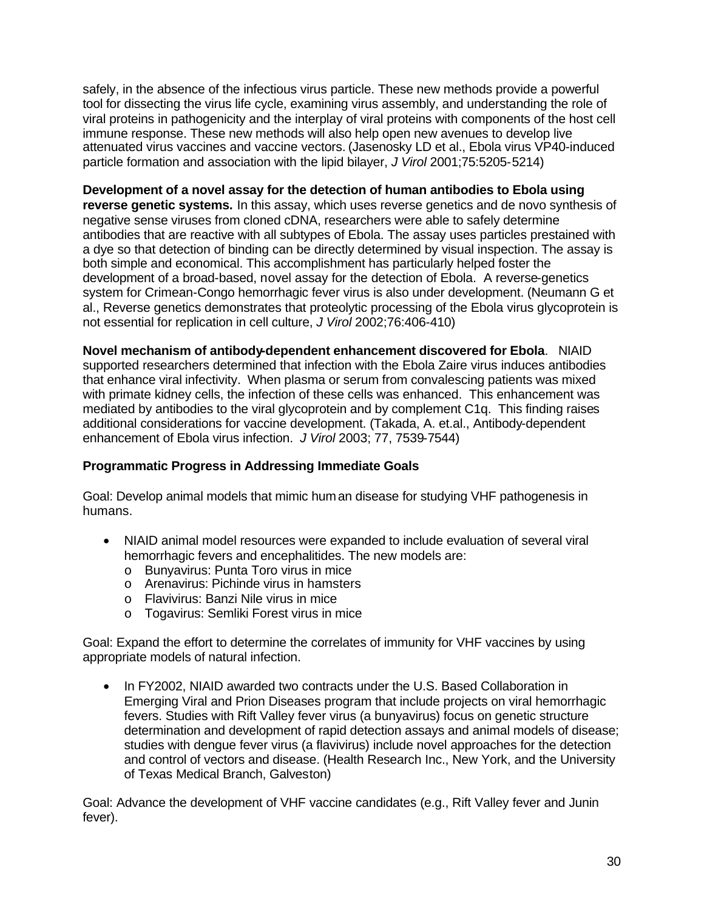safely, in the absence of the infectious virus particle. These new methods provide a powerful tool for dissecting the virus life cycle, examining virus assembly, and understanding the role of viral proteins in pathogenicity and the interplay of viral proteins with components of the host cell immune response. These new methods will also help open new avenues to develop live attenuated virus vaccines and vaccine vectors. (Jasenosky LD et al., Ebola virus VP40-induced particle formation and association with the lipid bilayer, *J Virol* 2001;75:5205-5214)

**Development of a novel assay for the detection of human antibodies to Ebola using reverse genetic systems.** In this assay, which uses reverse genetics and de novo synthesis of negative sense viruses from cloned cDNA, researchers were able to safely determine antibodies that are reactive with all subtypes of Ebola. The assay uses particles prestained with a dye so that detection of binding can be directly determined by visual inspection. The assay is both simple and economical. This accomplishment has particularly helped foster the development of a broad-based, novel assay for the detection of Ebola. A reverse-genetics system for Crimean-Congo hemorrhagic fever virus is also under development. (Neumann G et al., Reverse genetics demonstrates that proteolytic processing of the Ebola virus glycoprotein is not essential for replication in cell culture, *J Virol* 2002;76:406-410)

**Novel mechanism of antibody-dependent enhancement discovered for Ebola**. NIAID supported researchers determined that infection with the Ebola Zaire virus induces antibodies that enhance viral infectivity. When plasma or serum from convalescing patients was mixed with primate kidney cells, the infection of these cells was enhanced. This enhancement was mediated by antibodies to the viral glycoprotein and by complement C1q. This finding raises additional considerations for vaccine development. (Takada, A. et.al., Antibody-dependent enhancement of Ebola virus infection. *J Virol* 2003; 77, 7539-7544)

**Programmatic Progress in Addressing Immediate Goals**

Goal: Develop animal models that mimic human disease for studying VHF pathogenesis in humans.

- NIAID animal model resources were expanded to include evaluation of several viral hemorrhagic fevers and encephalitides. The new models are:
  - Bunyavirus: Punta Toro virus in mice
  - Arenavirus: Pichinde virus in hamsters
  - Flavivirus: Banzi Nile virus in mice
  - Togavirus: Semliki Forest virus in mice

Goal: Expand the effort to determine the correlates of immunity for VHF vaccines by using appropriate models of natural infection.

- In FY2002, NIAID awarded two contracts under the U.S. Based Collaboration in Emerging Viral and Prion Diseases program that include projects on viral hemorrhagic fevers. Studies with Rift Valley fever virus (a bunyavirus) focus on genetic structure determination and development of rapid detection assays and animal models of disease; studies with dengue fever virus (a flavivirus) include novel approaches for the detection and control of vectors and disease. (Health Research Inc., New York, and the University of Texas Medical Branch, Galveston)

Goal: Advance the development of VHF vaccine candidates (e.g., Rift Valley fever and Junin fever).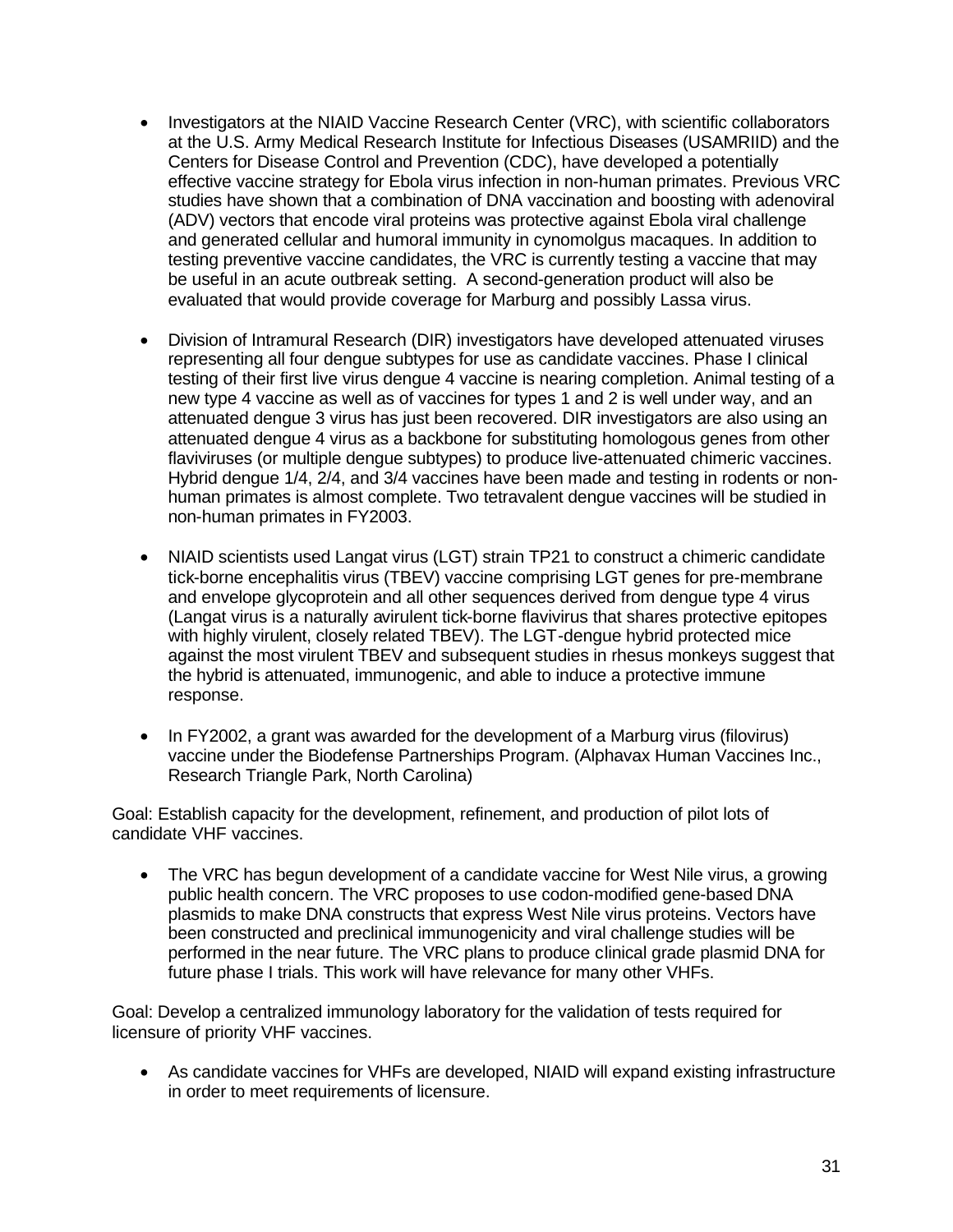- Investigators at the NIAID Vaccine Research Center (VRC), with scientific collaborators at the U.S. Army Medical Research Institute for Infectious Diseases (USAMRIID) and the Centers for Disease Control and Prevention (CDC), have developed a potentially effective vaccine strategy for Ebola virus infection in non-human primates. Previous VRC studies have shown that a combination of DNA vaccination and boosting with adenoviral (ADV) vectors that encode viral proteins was protective against Ebola viral challenge and generated cellular and humoral immunity in cynomolgus macaques. In addition to testing preventive vaccine candidates, the VRC is currently testing a vaccine that may be useful in an acute outbreak setting. A second-generation product will also be evaluated that would provide coverage for Marburg and possibly Lassa virus.

- Division of Intramural Research (DIR) investigators have developed attenuated viruses representing all four dengue subtypes for use as candidate vaccines. Phase I clinical testing of their first live virus dengue 4 vaccine is nearing completion. Animal testing of a new type 4 vaccine as well as of vaccines for types 1 and 2 is well under way, and an attenuated dengue 3 virus has just been recovered. DIR investigators are also using an attenuated dengue 4 virus as a backbone for substituting homologous genes from other flaviviruses (or multiple dengue subtypes) to produce live-attenuated chimeric vaccines. Hybrid dengue 1/4, 2/4, and 3/4 vaccines have been made and testing in rodents or non-human primates is almost complete. Two tetravalent dengue vaccines will be studied in non-human primates in FY2003.

- NIAID scientists used Langat virus (LGT) strain TP21 to construct a chimeric candidate tick-borne encephalitis virus (TBEV) vaccine comprising LGT genes for pre-membrane and envelope glycoprotein and all other sequences derived from dengue type 4 virus (Langat virus is a naturally avirulent tick-borne flavivirus that shares protective epitopes with highly virulent, closely related TBEV). The LGT-dengue hybrid protected mice against the most virulent TBEV and subsequent studies in rhesus monkeys suggest that the hybrid is attenuated, immunogenic, and able to induce a protective immune response.

- In FY2002, a grant was awarded for the development of a Marburg virus (filovirus) vaccine under the Biodefense Partnerships Program. (Alphavax Human Vaccines Inc., Research Triangle Park, North Carolina)

Goal: Establish capacity for the development, refinement, and production of pilot lots of candidate VHF vaccines.

- The VRC has begun development of a candidate vaccine for West Nile virus, a growing public health concern. The VRC proposes to use codon-modified gene-based DNA plasmids to make DNA constructs that express West Nile virus proteins. Vectors have been constructed and preclinical immunogenicity and viral challenge studies will be performed in the near future. The VRC plans to produce clinical grade plasmid DNA for future phase I trials. This work will have relevance for many other VHFs.

Goal: Develop a centralized immunology laboratory for the validation of tests required for licensure of priority VHF vaccines.

- As candidate vaccines for VHFs are developed, NIAID will expand existing infrastructure in order to meet requirements of licensure.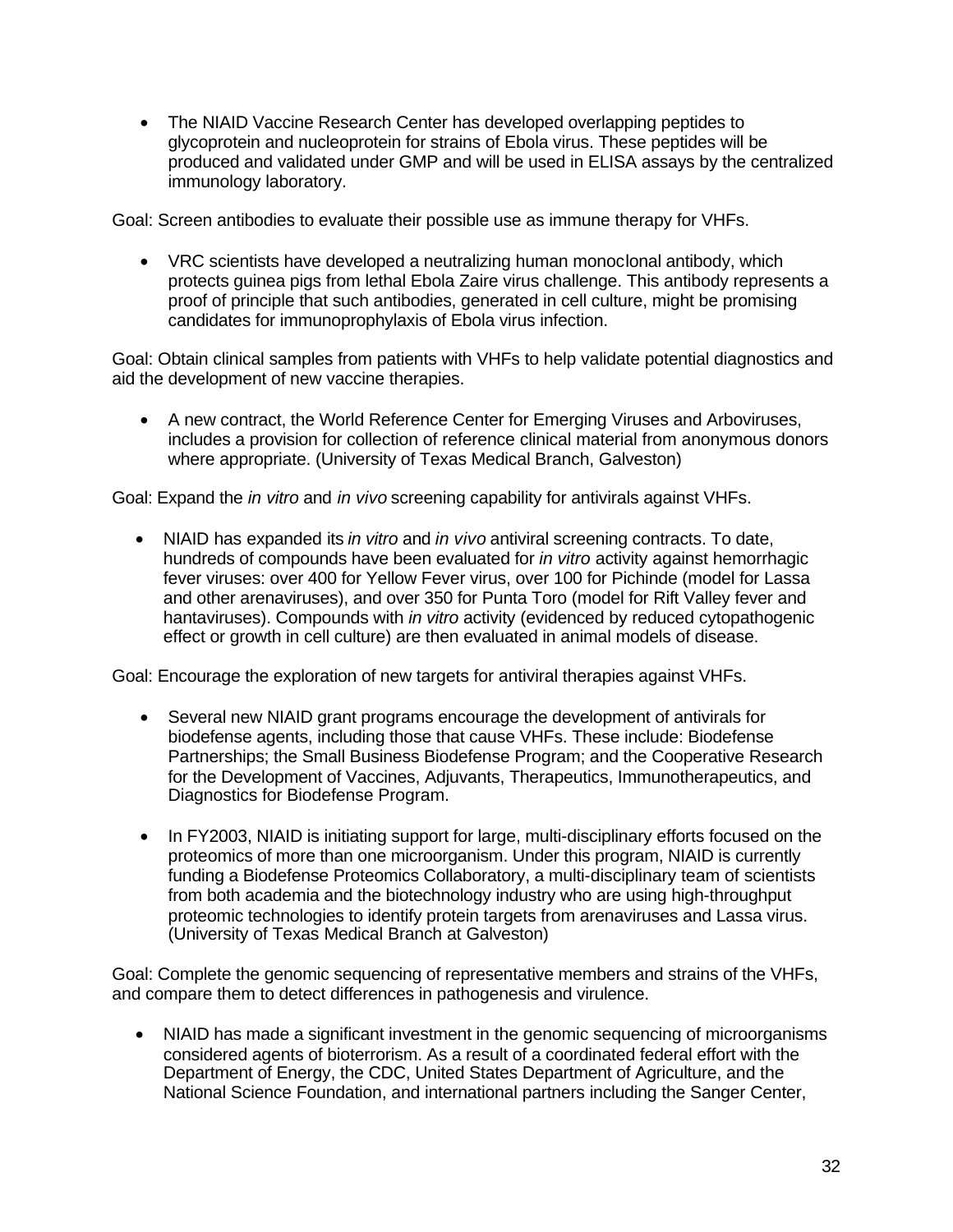- The NIAID Vaccine Research Center has developed overlapping peptides to glycoprotein and nucleoprotein for strains of Ebola virus. These peptides will be produced and validated under GMP and will be used in ELISA assays by the centralized immunology laboratory.

Goal: Screen antibodies to evaluate their possible use as immune therapy for VHFs.

- VRC scientists have developed a neutralizing human monoclonal antibody, which protects guinea pigs from lethal Ebola Zaire virus challenge. This antibody represents a proof of principle that such antibodies, generated in cell culture, might be promising candidates for immunoprophylaxis of Ebola virus infection.

Goal: Obtain clinical samples from patients with VHFs to help validate potential diagnostics and aid the development of new vaccine therapies.

- A new contract, the World Reference Center for Emerging Viruses and Arboviruses, includes a provision for collection of reference clinical material from anonymous donors where appropriate. (University of Texas Medical Branch, Galveston)

Goal: Expand the *in vitro* and *in vivo* screening capability for antivirals against VHFs.

- NIAID has expanded its *in vitro* and *in vivo* antiviral screening contracts. To date, hundreds of compounds have been evaluated for *in vitro* activity against hemorrhagic fever viruses: over 400 for Yellow Fever virus, over 100 for Pichinde (model for Lassa and other arenaviruses), and over 350 for Punta Toro (model for Rift Valley fever and hantaviruses). Compounds with *in vitro* activity (evidenced by reduced cytopathogenic effect or growth in cell culture) are then evaluated in animal models of disease.

Goal: Encourage the exploration of new targets for antiviral therapies against VHFs.

- Several new NIAID grant programs encourage the development of antivirals for biodefense agents, including those that cause VHFs. These include: Biodefense Partnerships; the Small Business Biodefense Program; and the Cooperative Research for the Development of Vaccines, Adjuvants, Therapeutics, Immunotherapeutics, and Diagnostics for Biodefense Program.

- In FY2003, NIAID is initiating support for large, multi-disciplinary efforts focused on the proteomics of more than one microorganism. Under this program, NIAID is currently funding a Biodefense Proteomics Collaboratory, a multi-disciplinary team of scientists from both academia and the biotechnology industry who are using high-throughput proteomic technologies to identify protein targets from arenaviruses and Lassa virus. (University of Texas Medical Branch at Galveston)

Goal: Complete the genomic sequencing of representative members and strains of the VHFs, and compare them to detect differences in pathogenesis and virulence.

- NIAID has made a significant investment in the genomic sequencing of microorganisms considered agents of bioterrorism. As a result of a coordinated federal effort with the Department of Energy, the CDC, United States Department of Agriculture, and the National Science Foundation, and international partners including the Sanger Center,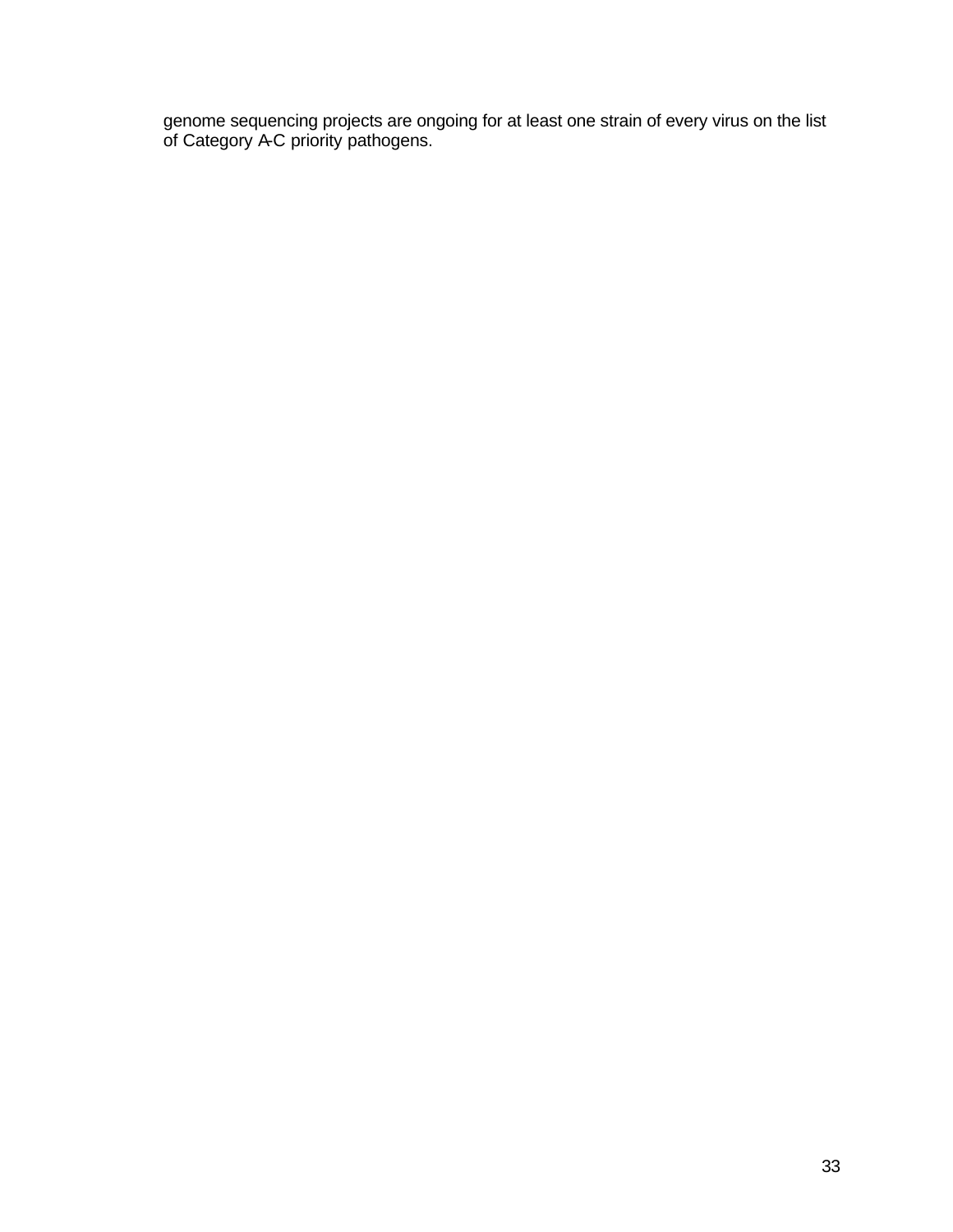genome sequencing projects are ongoing for at least one strain of every virus on the list of Category A-C priority pathogens.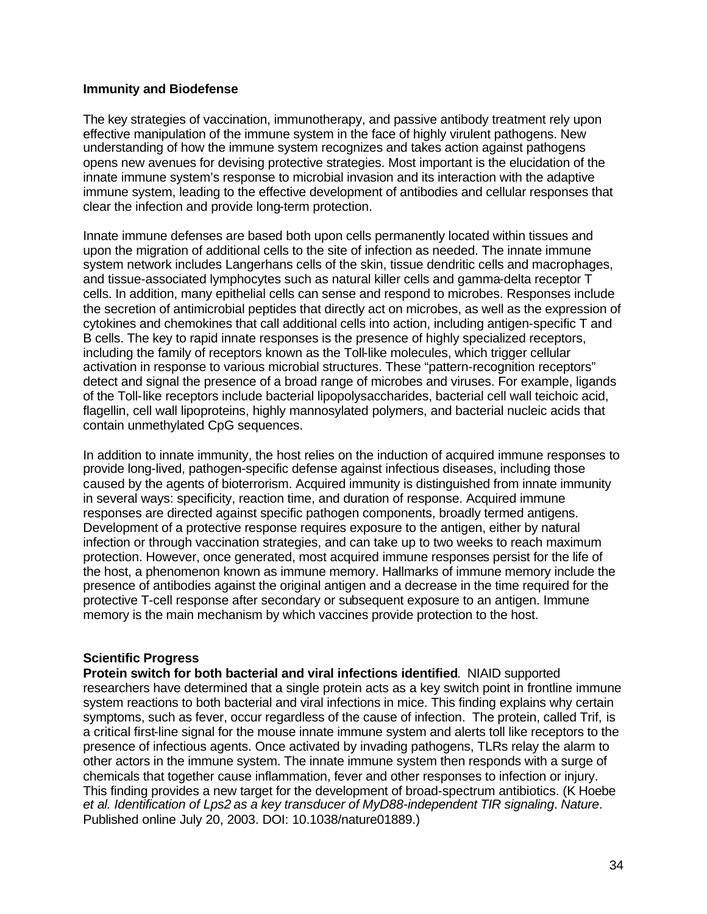## Immunity and Biodefense

The key strategies of vaccination, immunotherapy, and passive antibody treatment rely upon effective manipulation of the immune system in the face of highly virulent pathogens. New understanding of how the immune system recognizes and takes action against pathogens opens new avenues for devising protective strategies. Most important is the elucidation of the innate immune system's response to microbial invasion and its interaction with the adaptive immune system, leading to the effective development of antibodies and cellular responses that clear the infection and provide long-term protection.

Innate immune defenses are based both upon cells permanently located within tissues and upon the migration of additional cells to the site of infection as needed. The innate immune system network includes Langerhans cells of the skin, tissue dendritic cells and macrophages, and tissue-associated lymphocytes such as natural killer cells and gamma-delta receptor T cells. In addition, many epithelial cells can sense and respond to microbes. Responses include the secretion of antimicrobial peptides that directly act on microbes, as well as the expression of cytokines and chemokines that call additional cells into action, including antigen-specific T and B cells. The key to rapid innate responses is the presence of highly specialized receptors, including the family of receptors known as the Toll-like molecules, which trigger cellular activation in response to various microbial structures. These "pattern-recognition receptors" detect and signal the presence of a broad range of microbes and viruses. For example, ligands of the Toll-like receptors include bacterial lipopolysaccharides, bacterial cell wall teichoic acid, flagellin, cell wall lipoproteins, highly mannosylated polymers, and bacterial nucleic acids that contain unmethylated CpG sequences.

In addition to innate immunity, the host relies on the induction of acquired immune responses to provide long-lived, pathogen-specific defense against infectious diseases, including those caused by the agents of bioterrorism. Acquired immunity is distinguished from innate immunity in several ways: specificity, reaction time, and duration of response. Acquired immune responses are directed against specific pathogen components, broadly termed antigens. Development of a protective response requires exposure to the antigen, either by natural infection or through vaccination strategies, and can take up to two weeks to reach maximum protection. However, once generated, most acquired immune responses persist for the life of the host, a phenomenon known as immune memory. Hallmarks of immune memory include the presence of antibodies against the original antigen and a decrease in the time required for the protective T-cell response after secondary or subsequent exposure to an antigen. Immune memory is the main mechanism by which vaccines provide protection to the host.

### Scientific Progress

**Protein switch for both bacterial and viral infections identified**. NIAID supported researchers have determined that a single protein acts as a key switch point in frontline immune system reactions to both bacterial and viral infections in mice. This finding explains why certain symptoms, such as fever, occur regardless of the cause of infection. The protein, called Trif, is a critical first-line signal for the mouse innate immune system and alerts toll like receptors to the presence of infectious agents. Once activated by invading pathogens, TLRs relay the alarm to other actors in the immune system. The innate immune system then responds with a surge of chemicals that together cause inflammation, fever and other responses to infection or injury. This finding provides a new target for the development of broad-spectrum antibiotics. (K Hoebe *et al. Identification of Lps2 as a key transducer of MyD88-independent TIR signaling*. *Nature*. Published online July 20, 2003. DOI: 10.1038/nature01889.)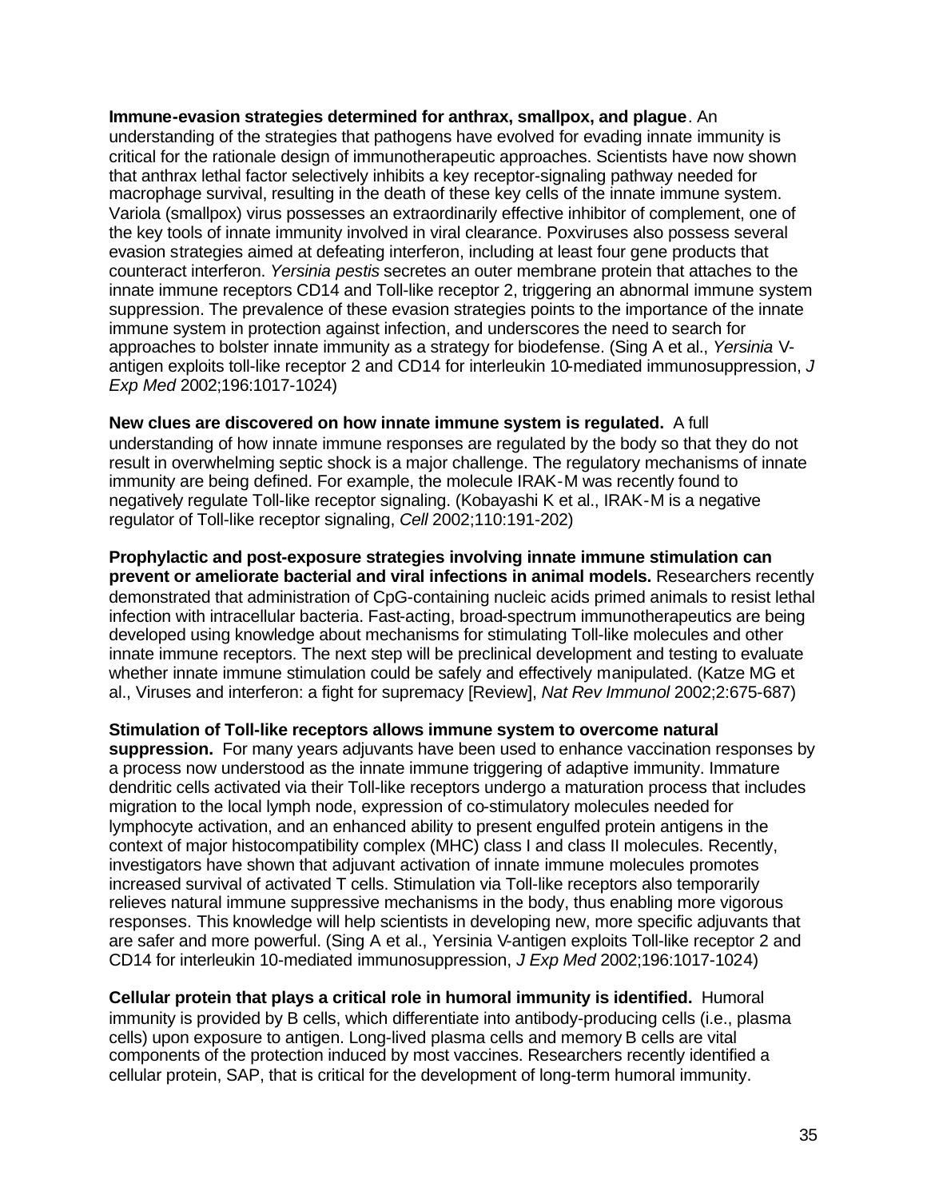**Immune-evasion strategies determined for anthrax, smallpox, and plague**. An understanding of the strategies that pathogens have evolved for evading innate immunity is critical for the rationale design of immunotherapeutic approaches. Scientists have now shown that anthrax lethal factor selectively inhibits a key receptor-signaling pathway needed for macrophage survival, resulting in the death of these key cells of the innate immune system. Variola (smallpox) virus possesses an extraordinarily effective inhibitor of complement, one of the key tools of innate immunity involved in viral clearance. Poxviruses also possess several evasion strategies aimed at defeating interferon, including at least four gene products that counteract interferon. *Yersinia pestis* secretes an outer membrane protein that attaches to the innate immune receptors CD14 and Toll-like receptor 2, triggering an abnormal immune system suppression. The prevalence of these evasion strategies points to the importance of the innate immune system in protection against infection, and underscores the need to search for approaches to bolster innate immunity as a strategy for biodefense. (Sing A et al., *Yersinia* V-antigen exploits toll-like receptor 2 and CD14 for interleukin 10-mediated immunosuppression, *J Exp Med* 2002;196:1017-1024)

**New clues are discovered on how innate immune system is regulated.** A full understanding of how innate immune responses are regulated by the body so that they do not result in overwhelming septic shock is a major challenge. The regulatory mechanisms of innate immunity are being defined. For example, the molecule IRAK-M was recently found to negatively regulate Toll-like receptor signaling. (Kobayashi K et al., IRAK-M is a negative regulator of Toll-like receptor signaling, *Cell* 2002;110:191-202)

**Prophylactic and post-exposure strategies involving innate immune stimulation can prevent or ameliorate bacterial and viral infections in animal models.** Researchers recently demonstrated that administration of CpG-containing nucleic acids primed animals to resist lethal infection with intracellular bacteria. Fast-acting, broad-spectrum immunotherapeutics are being developed using knowledge about mechanisms for stimulating Toll-like molecules and other innate immune receptors. The next step will be preclinical development and testing to evaluate whether innate immune stimulation could be safely and effectively manipulated. (Katze MG et al., Viruses and interferon: a fight for supremacy [Review], *Nat Rev Immunol* 2002;2:675-687)

**Stimulation of Toll-like receptors allows immune system to overcome natural suppression.** For many years adjuvants have been used to enhance vaccination responses by a process now understood as the innate immune triggering of adaptive immunity. Immature dendritic cells activated via their Toll-like receptors undergo a maturation process that includes migration to the local lymph node, expression of co-stimulatory molecules needed for lymphocyte activation, and an enhanced ability to present engulfed protein antigens in the context of major histocompatibility complex (MHC) class I and class II molecules. Recently, investigators have shown that adjuvant activation of innate immune molecules promotes increased survival of activated T cells. Stimulation via Toll-like receptors also temporarily relieves natural immune suppressive mechanisms in the body, thus enabling more vigorous responses. This knowledge will help scientists in developing new, more specific adjuvants that are safer and more powerful. (Sing A et al., Yersinia V-antigen exploits Toll-like receptor 2 and CD14 for interleukin 10-mediated immunosuppression, *J Exp Med* 2002;196:1017-1024)

**Cellular protein that plays a critical role in humoral immunity is identified.** Humoral immunity is provided by B cells, which differentiate into antibody-producing cells (i.e., plasma cells) upon exposure to antigen. Long-lived plasma cells and memory B cells are vital components of the protection induced by most vaccines. Researchers recently identified a cellular protein, SAP, that is critical for the development of long-term humoral immunity.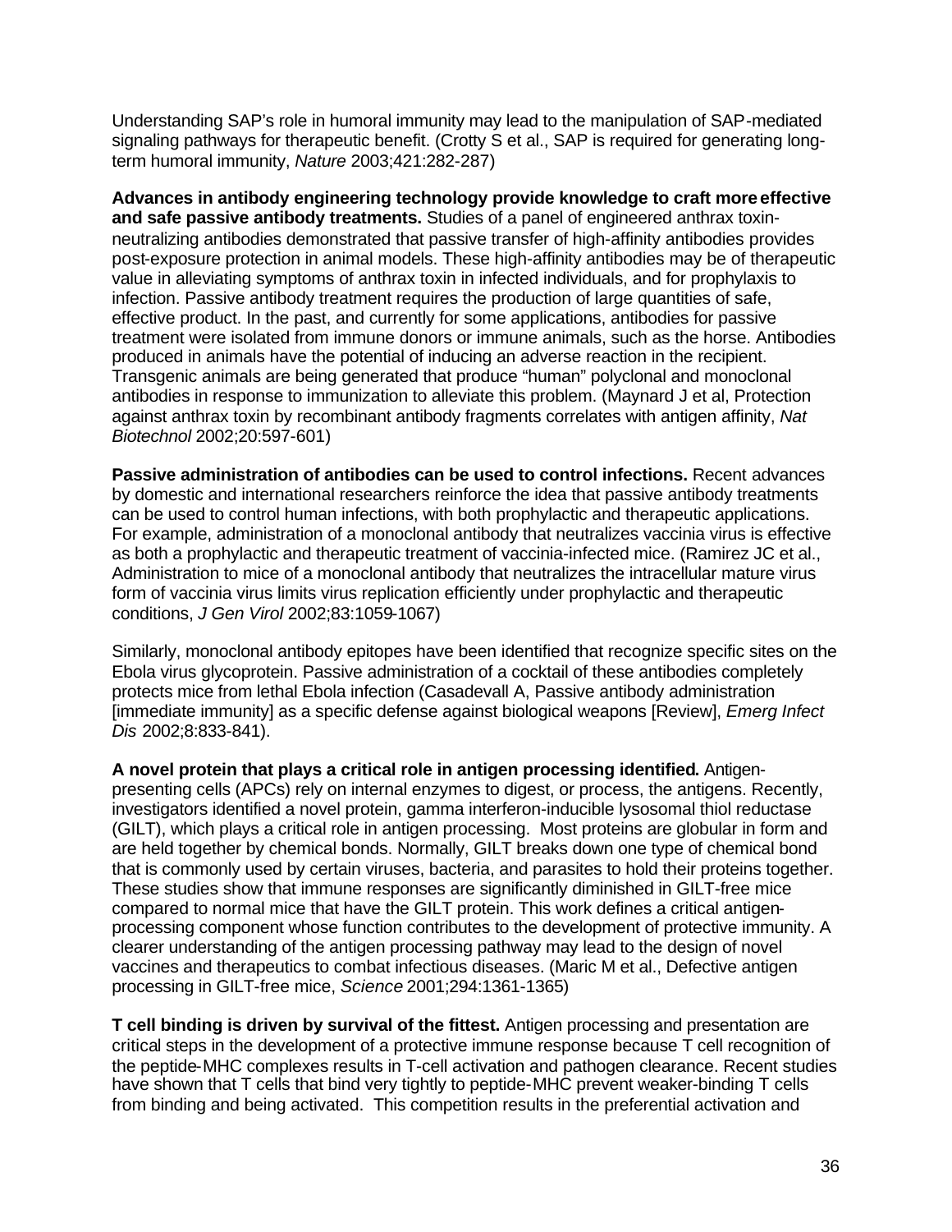Understanding SAP's role in humoral immunity may lead to the manipulation of SAP-mediated signaling pathways for therapeutic benefit. (Crotty S et al., SAP is required for generating long-term humoral immunity, *Nature* 2003;421:282-287)

**Advances in antibody engineering technology provide knowledge to craft more effective and safe passive antibody treatments.** Studies of a panel of engineered anthrax toxin-neutralizing antibodies demonstrated that passive transfer of high-affinity antibodies provides post-exposure protection in animal models. These high-affinity antibodies may be of therapeutic value in alleviating symptoms of anthrax toxin in infected individuals, and for prophylaxis to infection. Passive antibody treatment requires the production of large quantities of safe, effective product. In the past, and currently for some applications, antibodies for passive treatment were isolated from immune donors or immune animals, such as the horse. Antibodies produced in animals have the potential of inducing an adverse reaction in the recipient. Transgenic animals are being generated that produce "human" polyclonal and monoclonal antibodies in response to immunization to alleviate this problem. (Maynard J et al, Protection against anthrax toxin by recombinant antibody fragments correlates with antigen affinity, *Nat Biotechnol* 2002;20:597-601)

**Passive administration of antibodies can be used to control infections.** Recent advances by domestic and international researchers reinforce the idea that passive antibody treatments can be used to control human infections, with both prophylactic and therapeutic applications. For example, administration of a monoclonal antibody that neutralizes vaccinia virus is effective as both a prophylactic and therapeutic treatment of vaccinia-infected mice. (Ramirez JC et al., Administration to mice of a monoclonal antibody that neutralizes the intracellular mature virus form of vaccinia virus limits virus replication efficiently under prophylactic and therapeutic conditions, *J Gen Virol* 2002;83:1059-1067)

Similarly, monoclonal antibody epitopes have been identified that recognize specific sites on the Ebola virus glycoprotein. Passive administration of a cocktail of these antibodies completely protects mice from lethal Ebola infection (Casadevall A, Passive antibody administration [immediate immunity] as a specific defense against biological weapons [Review], *Emerg Infect Dis* 2002;8:833-841).

**A novel protein that plays a critical role in antigen processing identified.** Antigen-presenting cells (APCs) rely on internal enzymes to digest, or process, the antigens. Recently, investigators identified a novel protein, gamma interferon-inducible lysosomal thiol reductase (GILT), which plays a critical role in antigen processing. Most proteins are globular in form and are held together by chemical bonds. Normally, GILT breaks down one type of chemical bond that is commonly used by certain viruses, bacteria, and parasites to hold their proteins together. These studies show that immune responses are significantly diminished in GILT-free mice compared to normal mice that have the GILT protein. This work defines a critical antigen-processing component whose function contributes to the development of protective immunity. A clearer understanding of the antigen processing pathway may lead to the design of novel vaccines and therapeutics to combat infectious diseases. (Maric M et al., Defective antigen processing in GILT-free mice, *Science* 2001;294:1361-1365)

**T cell binding is driven by survival of the fittest.** Antigen processing and presentation are critical steps in the development of a protective immune response because T cell recognition of the peptide-MHC complexes results in T-cell activation and pathogen clearance. Recent studies have shown that T cells that bind very tightly to peptide-MHC prevent weaker-binding T cells from binding and being activated. This competition results in the preferential activation and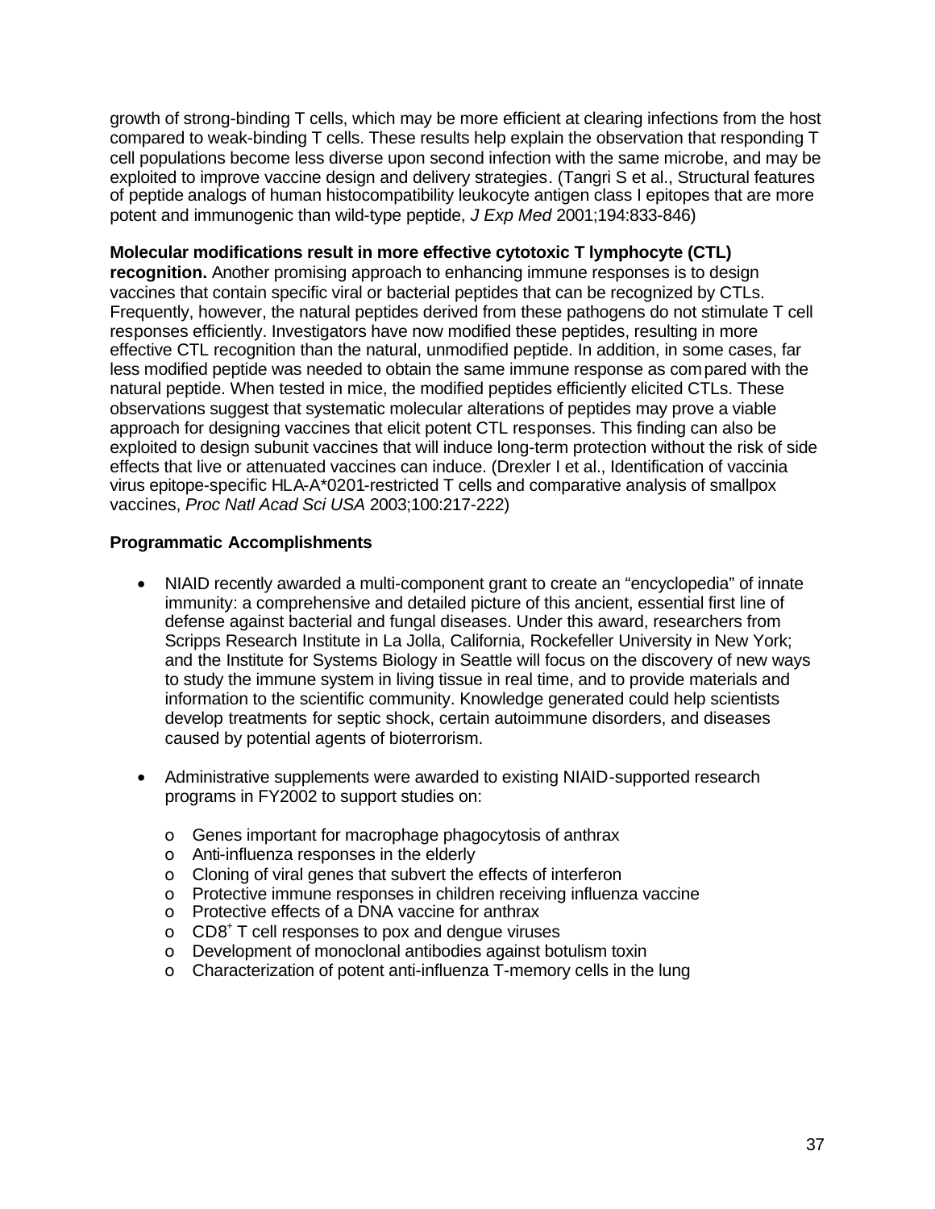growth of strong-binding T cells, which may be more efficient at clearing infections from the host compared to weak-binding T cells. These results help explain the observation that responding T cell populations become less diverse upon second infection with the same microbe, and may be exploited to improve vaccine design and delivery strategies. (Tangri S et al., Structural features of peptide analogs of human histocompatibility leukocyte antigen class I epitopes that are more potent and immunogenic than wild-type peptide, *J Exp Med* 2001;194:833-846)

**Molecular modifications result in more effective cytotoxic T lymphocyte (CTL) recognition.** Another promising approach to enhancing immune responses is to design vaccines that contain specific viral or bacterial peptides that can be recognized by CTLs. Frequently, however, the natural peptides derived from these pathogens do not stimulate T cell responses efficiently. Investigators have now modified these peptides, resulting in more effective CTL recognition than the natural, unmodified peptide. In addition, in some cases, far less modified peptide was needed to obtain the same immune response as compared with the natural peptide. When tested in mice, the modified peptides efficiently elicited CTLs. These observations suggest that systematic molecular alterations of peptides may prove a viable approach for designing vaccines that elicit potent CTL responses. This finding can also be exploited to design subunit vaccines that will induce long-term protection without the risk of side effects that live or attenuated vaccines can induce. (Drexler I et al., Identification of vaccinia virus epitope-specific HLA-A*0201-restricted T cells and comparative analysis of smallpox vaccines, *Proc Natl Acad Sci USA* 2003;100:217-222)

**Programmatic Accomplishments**

- NIAID recently awarded a multi-component grant to create an "encyclopedia" of innate immunity: a comprehensive and detailed picture of this ancient, essential first line of defense against bacterial and fungal diseases. Under this award, researchers from Scripps Research Institute in La Jolla, California, Rockefeller University in New York; and the Institute for Systems Biology in Seattle will focus on the discovery of new ways to study the immune system in living tissue in real time, and to provide materials and information to the scientific community. Knowledge generated could help scientists develop treatments for septic shock, certain autoimmune disorders, and diseases caused by potential agents of bioterrorism.

- Administrative supplements were awarded to existing NIAID-supported research programs in FY2002 to support studies on:
  - Genes important for macrophage phagocytosis of anthrax
  - Anti-influenza responses in the elderly
  - Cloning of viral genes that subvert the effects of interferon
  - Protective immune responses in children receiving influenza vaccine
  - Protective effects of a DNA vaccine for anthrax
  - $CD8^{+}$ T cell responses to pox and dengue viruses
  - Development of monoclonal antibodies against botulism toxin
  - Characterization of potent anti-influenza T-memory cells in the lung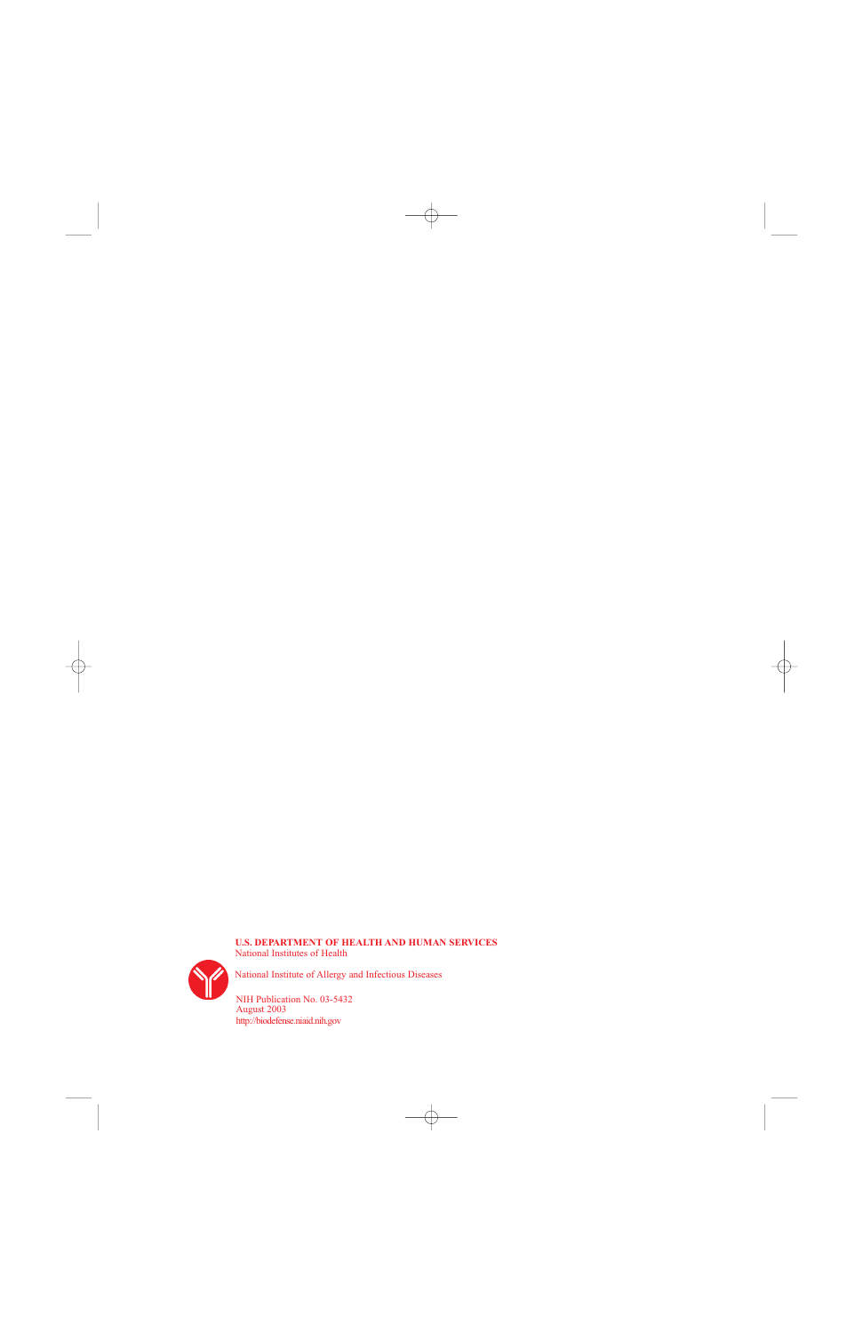**U.S. DEPARTMENT OF HEALTH AND HUMAN SERVICES**
National Institutes of Health

National Institute of Allergy and Infectious Diseases

NIH Publication No. 03-5432
August 2003
http://biodefense.niaid.nih.gov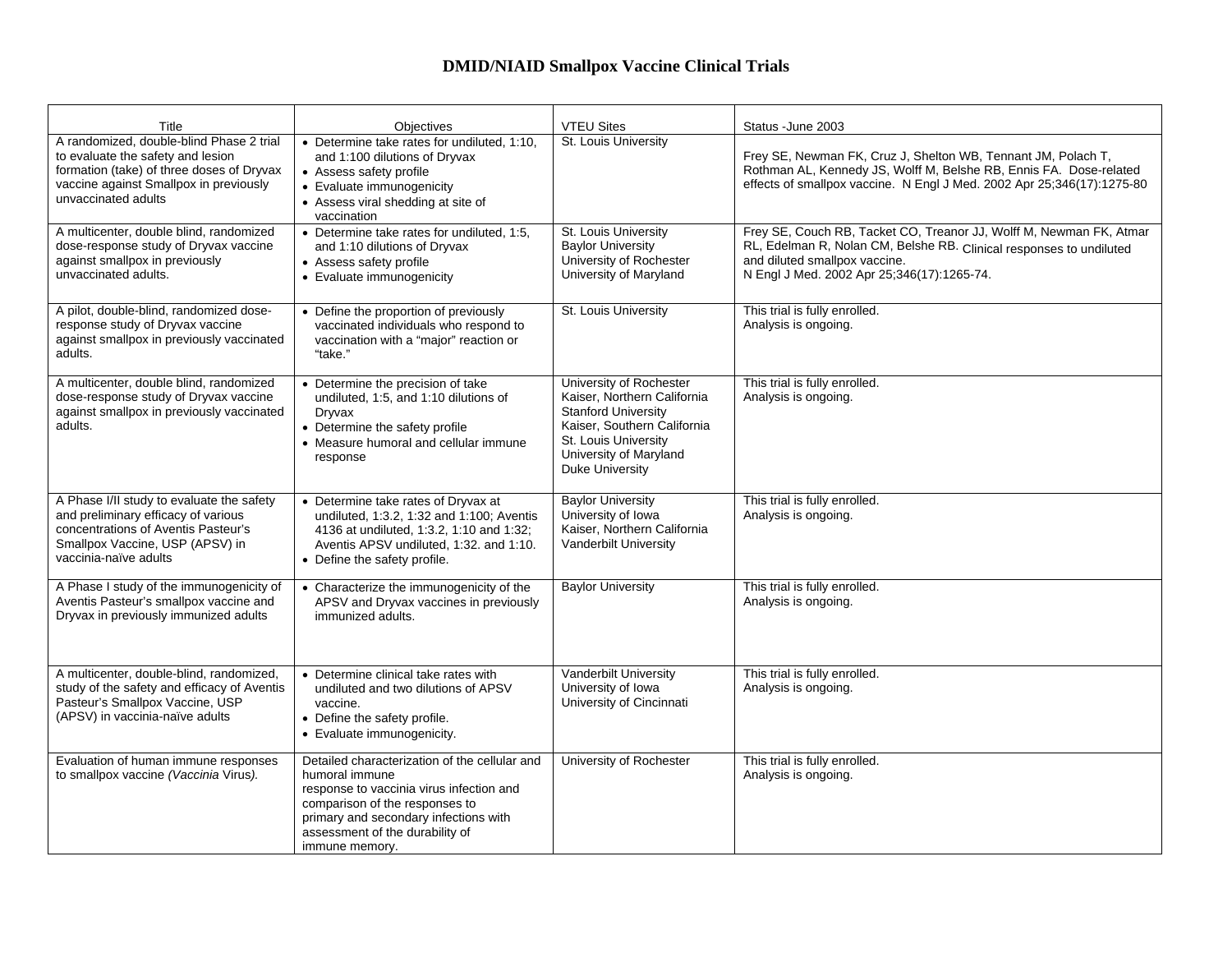# DMID/NIAID Smallpox Vaccine Clinical Trials

| Title | Objectives | VTEU Sites | Status -June 2003 |
|---|---|---|---|
| A randomized, double-blind Phase 2 trial to evaluate the safety and lesion formation (take) of three doses of Dryvax vaccine against Smallpox in previously unvaccinated adults | • Determine take rates for undiluted, 1:10, and 1:100 dilutions of Dryvax<br>• Assess safety profile<br>• Evaluate immunogenicity<br>• Assess viral shedding at site of vaccination | St. Louis University | Frey SE, Newman FK, Cruz J, Shelton WB, Tennant JM, Polach T, Rothman AL, Kennedy JS, Wolff M, Belshe RB, Ennis FA. Dose-related effects of smallpox vaccine. N Engl J Med. 2002 Apr 25;346(17):1275-80 |
| A multicenter, double blind, randomized dose-response study of Dryvax vaccine against smallpox in previously unvaccinated adults. | • Determine take rates for undiluted, 1:5, and 1:10 dilutions of Dryvax<br>• Assess safety profile<br>• Evaluate immunogenicity | St. Louis University<br>Baylor University<br>University of Rochester<br>University of Maryland | Frey SE, Couch RB, Tacket CO, Treanor JJ, Wolff M, Newman FK, Atmar RL, Edelman R, Nolan CM, Belshe RB. Clinical responses to undiluted and diluted smallpox vaccine.<br>N Engl J Med. 2002 Apr 25;346(17):1265-74. |
| A pilot, double-blind, randomized dose-response study of Dryvax vaccine against smallpox in previously vaccinated adults. | • Define the proportion of previously vaccinated individuals who respond to vaccination with a "major" reaction or "take." | St. Louis University | This trial is fully enrolled.<br>Analysis is ongoing. |
| A multicenter, double blind, randomized dose-response study of Dryvax vaccine against smallpox in previously vaccinated adults. | • Determine the precision of take undiluted, 1:5, and 1:10 dilutions of Dryvax<br>• Determine the safety profile<br>• Measure humoral and cellular immune response | University of Rochester<br>Kaiser, Northern California<br>Stanford University<br>Kaiser, Southern California<br>St. Louis University<br>University of Maryland<br>Duke University | This trial is fully enrolled.<br>Analysis is ongoing. |
| A Phase I/II study to evaluate the safety and preliminary efficacy of various concentrations of Aventis Pasteur's Smallpox Vaccine, USP (APSV) in vaccinia-naïve adults | • Determine take rates of Dryvax at undiluted, 1:3.2, 1:32 and 1:100; Aventis 4136 at undiluted, 1:3.2, 1:10 and 1:32; Aventis APSV undiluted, 1:32. and 1:10.<br>• Define the safety profile. | Baylor University<br>University of Iowa<br>Kaiser, Northern California<br>Vanderbilt University | This trial is fully enrolled.<br>Analysis is ongoing. |
| A Phase I study of the immunogenicity of Aventis Pasteur's smallpox vaccine and Dryvax in previously immunized adults | • Characterize the immunogenicity of the APSV and Dryvax vaccines in previously immunized adults. | Baylor University | This trial is fully enrolled.<br>Analysis is ongoing. |
| A multicenter, double-blind, randomized, study of the safety and efficacy of Aventis Pasteur's Smallpox Vaccine, USP (APSV) in vaccinia-naïve adults | • Determine clinical take rates with undiluted and two dilutions of APSV vaccine.<br>• Define the safety profile.<br>• Evaluate immunogenicity. | Vanderbilt University<br>University of Iowa<br>University of Cincinnati | This trial is fully enrolled.<br>Analysis is ongoing. |
| Evaluation of human immune responses to smallpox vaccine *(Vaccinia Virus).* | Detailed characterization of the cellular and humoral immune response to vaccinia virus infection and comparison of the responses to primary and secondary infections with assessment of the durability of immune memory. | University of Rochester | This trial is fully enrolled.<br>Analysis is ongoing. |